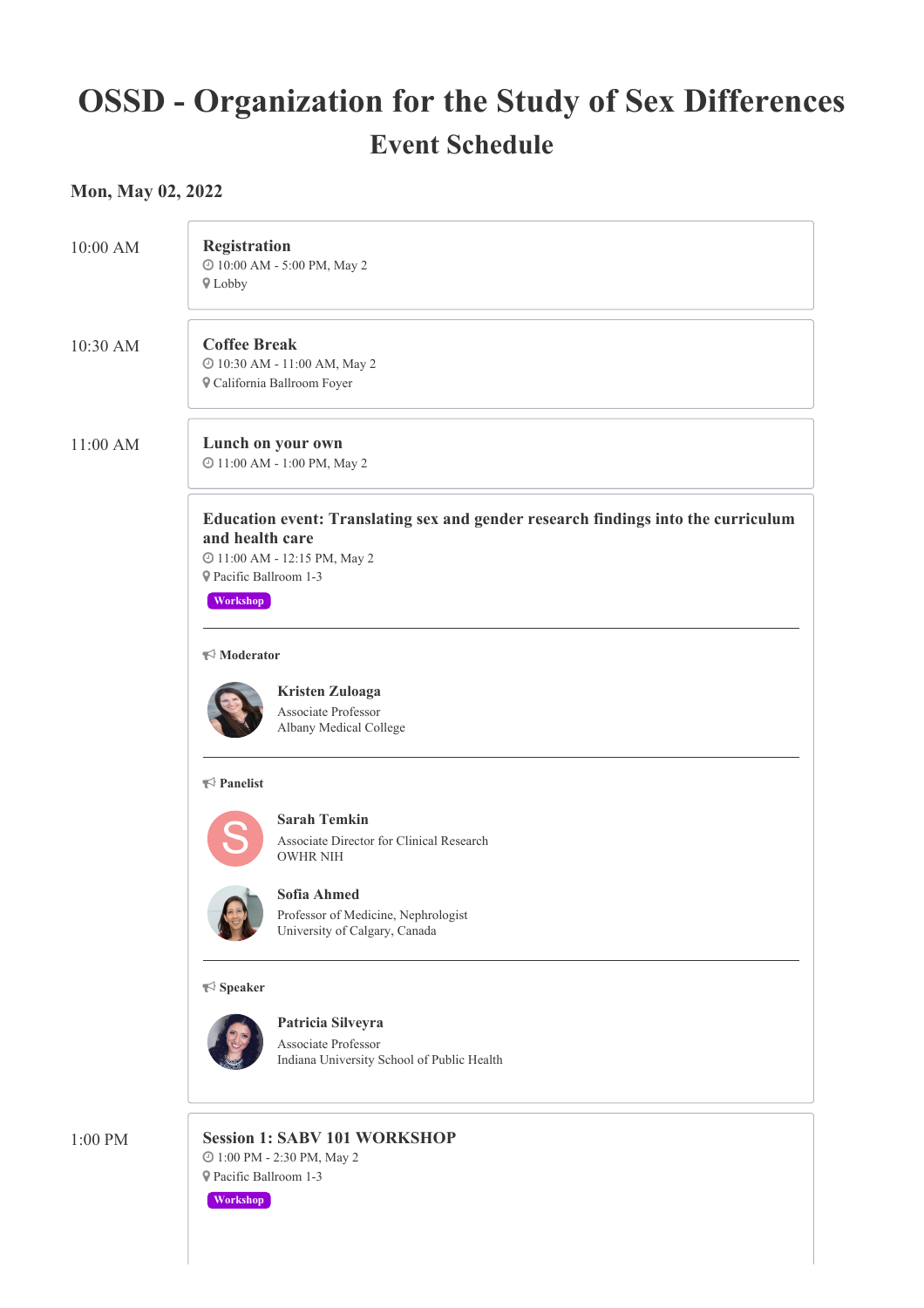# OSSD - Organization for the Study of Sex Differences

## Event Schedule

### Mon, May 02, 2022

**10:00 AM**

**Registration**
10:00 AM - 5:00 PM, May 2
Lobby

**10:30 AM**

**Coffee Break**
10:30 AM - 11:00 AM, May 2
California Ballroom Foyer

**11:00 AM**

**Lunch on your own**
11:00 AM - 1:00 PM, May 2

**Education event: Translating sex and gender research findings into the curriculum and health care**
11:00 AM - 12:15 PM, May 2
Pacific Ballroom 1-3
Workshop

---

**Moderator**

**Kristen Zuloaga**
Associate Professor
Albany Medical College

---

**Panelist**

**Sarah Temkin**
Associate Director for Clinical Research
OWHR NIH

**Sofia Ahmed**
Professor of Medicine, Nephrologist
University of Calgary, Canada

---

**Speaker**

**Patricia Silveyra**
Associate Professor
Indiana University School of Public Health

**1:00 PM**

**Session 1: SABV 101 WORKSHOP**
1:00 PM - 2:30 PM, May 2
Pacific Ballroom 1-3
Workshop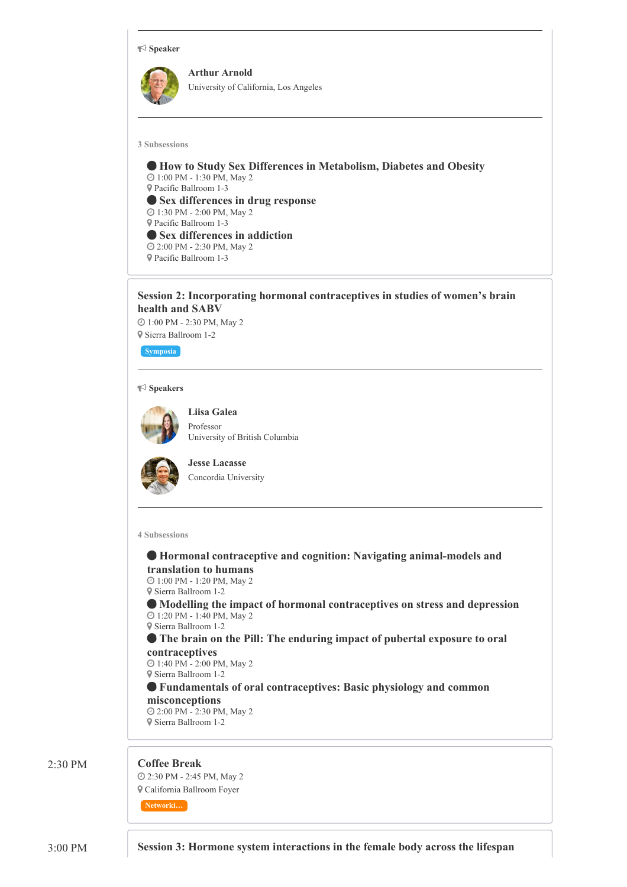**Speaker**

**Arthur Arnold**
University of California, Los Angeles

3 Subsessions

- **How to Study Sex Differences in Metabolism, Diabetes and Obesity**
  1:00 PM - 1:30 PM, May 2
  Pacific Ballroom 1-3
- **Sex differences in drug response**
  1:30 PM - 2:00 PM, May 2
  Pacific Ballroom 1-3
- **Sex differences in addiction**
  2:00 PM - 2:30 PM, May 2
  Pacific Ballroom 1-3

## Session 2: Incorporating hormonal contraceptives in studies of women's brain health and SABV

1:00 PM - 2:30 PM, May 2
Sierra Ballroom 1-2

Symposia

**Speakers**

**Liisa Galea**
Professor
University of British Columbia

**Jesse Lacasse**
Concordia University

4 Subsessions

- **Hormonal contraceptive and cognition: Navigating animal-models and translation to humans**
  1:00 PM - 1:20 PM, May 2
  Sierra Ballroom 1-2
- **Modelling the impact of hormonal contraceptives on stress and depression**
  1:20 PM - 1:40 PM, May 2
  Sierra Ballroom 1-2
- **The brain on the Pill: The enduring impact of pubertal exposure to oral contraceptives**
  1:40 PM - 2:00 PM, May 2
  Sierra Ballroom 1-2
- **Fundamentals of oral contraceptives: Basic physiology and common misconceptions**
  2:00 PM - 2:30 PM, May 2
  Sierra Ballroom 1-2

2:30 PM

## Coffee Break

2:30 PM - 2:45 PM, May 2
California Ballroom Foyer

Networki...

3:00 PM

## Session 3: Hormone system interactions in the female body across the lifespan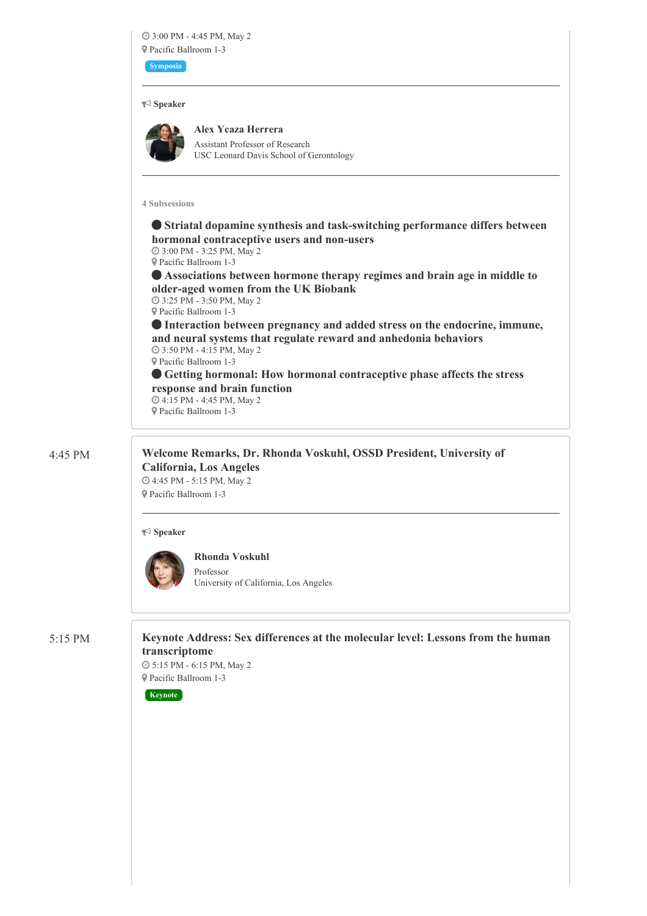3:00 PM - 4:45 PM, May 2
Pacific Ballroom 1-3

Symposia

**Speaker**

**Alex Ycaza Herrera**
Assistant Professor of Research
USC Leonard Davis School of Gerontology

**4 Subsessions**

- **Striatal dopamine synthesis and task-switching performance differs between hormonal contraceptive users and non-users**
  3:00 PM - 3:25 PM, May 2
  Pacific Ballroom 1-3
- **Associations between hormone therapy regimes and brain age in middle to older-aged women from the UK Biobank**
  3:25 PM - 3:50 PM, May 2
  Pacific Ballroom 1-3
- **Interaction between pregnancy and added stress on the endocrine, immune, and neural systems that regulate reward and anhedonia behaviors**
  3:50 PM - 4:15 PM, May 2
  Pacific Ballroom 1-3
- **Getting hormonal: How hormonal contraceptive phase affects the stress response and brain function**
  4:15 PM - 4:45 PM, May 2
  Pacific Ballroom 1-3

4:45 PM

## Welcome Remarks, Dr. Rhonda Voskuhl, OSSD President, University of California, Los Angeles

4:45 PM - 5:15 PM, May 2
Pacific Ballroom 1-3

**Speaker**

**Rhonda Voskuhl**
Professor
University of California, Los Angeles

5:15 PM

## Keynote Address: Sex differences at the molecular level: Lessons from the human transcriptome

5:15 PM - 6:15 PM, May 2
Pacific Ballroom 1-3

Keynote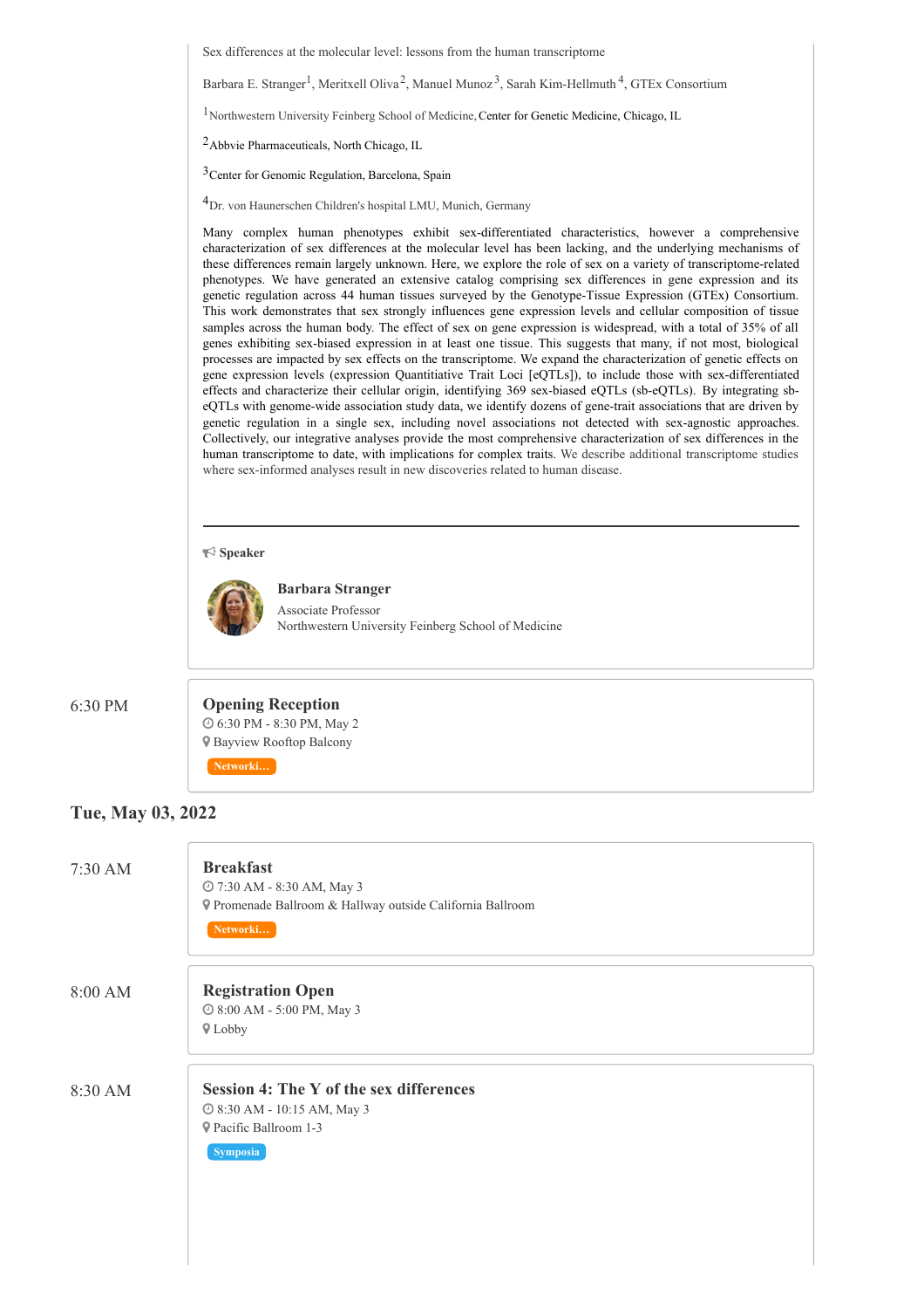Sex differences at the molecular level: lessons from the human transcriptome

Barbara E. Stranger[1], Meritxell Oliva[2], Manuel Munoz[3], Sarah Kim-Hellmuth[4], GTEx Consortium

[1]Northwestern University Feinberg School of Medicine, Center for Genetic Medicine, Chicago, IL

[2]Abbvie Pharmaceuticals, North Chicago, IL

[3]Center for Genomic Regulation, Barcelona, Spain

[4]Dr. von Haunerschen Children's hospital LMU, Munich, Germany

Many complex human phenotypes exhibit sex-differentiated characteristics, however a comprehensive characterization of sex differences at the molecular level has been lacking, and the underlying mechanisms of these differences remain largely unknown. Here, we explore the role of sex on a variety of transcriptome-related phenotypes. We have generated an extensive catalog comprising sex differences in gene expression and its genetic regulation across 44 human tissues surveyed by the Genotype-Tissue Expression (GTEx) Consortium. This work demonstrates that sex strongly influences gene expression levels and cellular composition of tissue samples across the human body. The effect of sex on gene expression is widespread, with a total of 35% of all genes exhibiting sex-biased expression in at least one tissue. This suggests that many, if not most, biological processes are impacted by sex effects on the transcriptome. We expand the characterization of genetic effects on gene expression levels (expression Quantitative Trait Loci [eQTLs]), to include those with sex-differentiated effects and characterize their cellular origin, identifying 369 sex-biased eQTLs (sb-eQTLs). By integrating sb-eQTLs with genome-wide association study data, we identify dozens of gene-trait associations that are driven by genetic regulation in a single sex, including novel associations not detected with sex-agnostic approaches. Collectively, our integrative analyses provide the most comprehensive characterization of sex differences in the human transcriptome to date, with implications for complex traits. We describe additional transcriptome studies where sex-informed analyses result in new discoveries related to human disease.

---

**Speaker**

**Barbara Stranger**
Associate Professor
Northwestern University Feinberg School of Medicine

6:30 PM

### Opening Reception

6:30 PM - 8:30 PM, May 2
Bayview Rooftop Balcony
Networki...

## Tue, May 03, 2022

7:30 AM

### Breakfast

7:30 AM - 8:30 AM, May 3
Promenade Ballroom & Hallway outside California Ballroom
Networki...

8:00 AM

### Registration Open

8:00 AM - 5:00 PM, May 3
Lobby

8:30 AM

### Session 4: The Y of the sex differences

8:30 AM - 10:15 AM, May 3
Pacific Ballroom 1-3
Symposia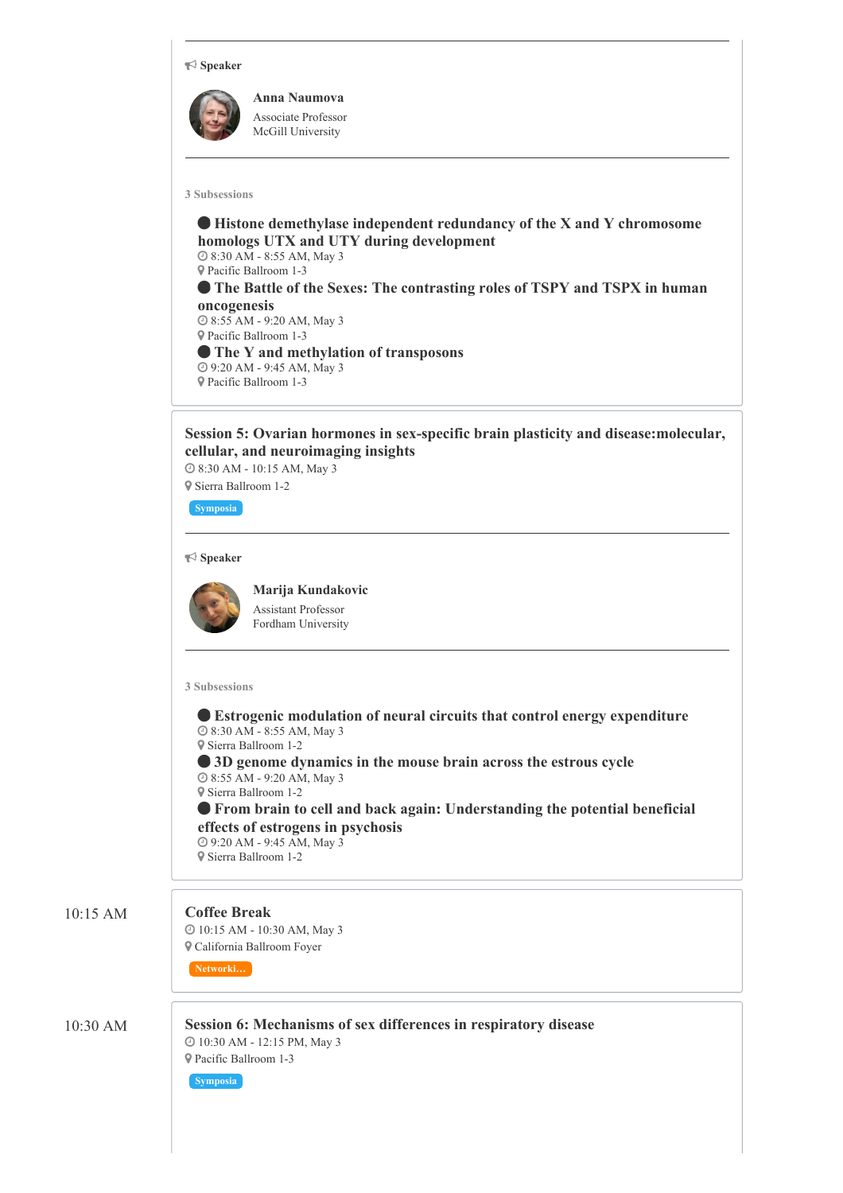**Speaker**

**Anna Naumova**
Associate Professor
McGill University

3 Subsessions

- **Histone demethylase independent redundancy of the X and Y chromosome homologs UTX and UTY during development**
  8:30 AM - 8:55 AM, May 3
  Pacific Ballroom 1-3
- **The Battle of the Sexes: The contrasting roles of TSPY and TSPX in human oncogenesis**
  8:55 AM - 9:20 AM, May 3
  Pacific Ballroom 1-3
- **The Y and methylation of transposons**
  9:20 AM - 9:45 AM, May 3
  Pacific Ballroom 1-3

### Session 5: Ovarian hormones in sex-specific brain plasticity and disease:molecular, cellular, and neuroimaging insights

8:30 AM - 10:15 AM, May 3
Sierra Ballroom 1-2

Symposia

**Speaker**

**Marija Kundakovic**
Assistant Professor
Fordham University

3 Subsessions

- **Estrogenic modulation of neural circuits that control energy expenditure**
  8:30 AM - 8:55 AM, May 3
  Sierra Ballroom 1-2
- **3D genome dynamics in the mouse brain across the estrous cycle**
  8:55 AM - 9:20 AM, May 3
  Sierra Ballroom 1-2
- **From brain to cell and back again: Understanding the potential beneficial effects of estrogens in psychosis**
  9:20 AM - 9:45 AM, May 3
  Sierra Ballroom 1-2

10:15 AM

### Coffee Break

10:15 AM - 10:30 AM, May 3
California Ballroom Foyer

Networki...

10:30 AM

### Session 6: Mechanisms of sex differences in respiratory disease

10:30 AM - 12:15 PM, May 3
Pacific Ballroom 1-3

Symposia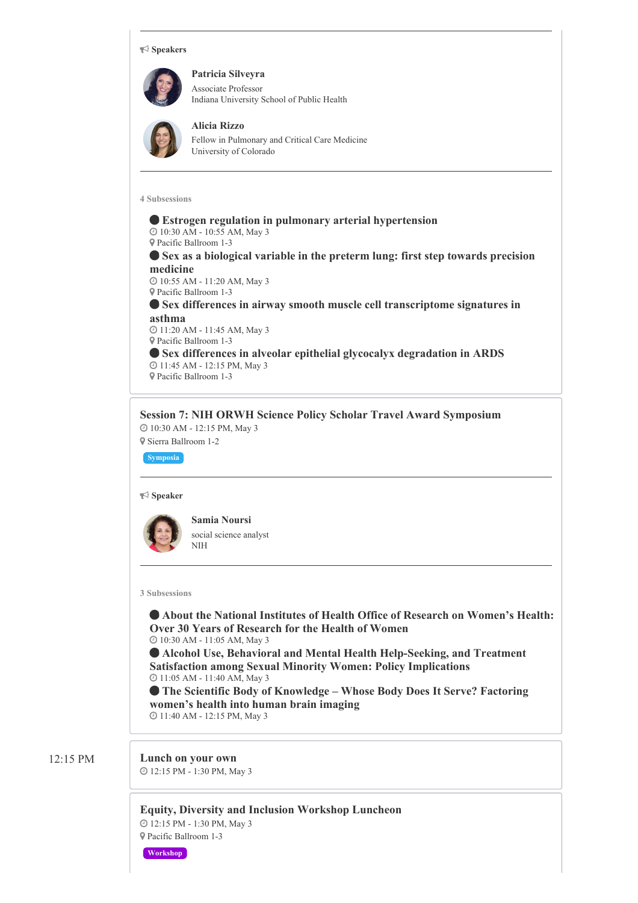**Speakers**

**Patricia Silveyra**
Associate Professor
Indiana University School of Public Health

**Alicia Rizzo**
Fellow in Pulmonary and Critical Care Medicine
University of Colorado

---

4 Subsessions

- **Estrogen regulation in pulmonary arterial hypertension**
  10:30 AM - 10:55 AM, May 3
  Pacific Ballroom 1-3
- **Sex as a biological variable in the preterm lung: first step towards precision medicine**
  10:55 AM - 11:20 AM, May 3
  Pacific Ballroom 1-3
- **Sex differences in airway smooth muscle cell transcriptome signatures in asthma**
  11:20 AM - 11:45 AM, May 3
  Pacific Ballroom 1-3
- **Sex differences in alveolar epithelial glycocalyx degradation in ARDS**
  11:45 AM - 12:15 PM, May 3
  Pacific Ballroom 1-3

---

### Session 7: NIH ORWH Science Policy Scholar Travel Award Symposium

10:30 AM - 12:15 PM, May 3
Sierra Ballroom 1-2

Symposia

**Speaker**

**Samia Noursi**
social science analyst
NIH

---

3 Subsessions

- **About the National Institutes of Health Office of Research on Women's Health: Over 30 Years of Research for the Health of Women**
  10:30 AM - 11:05 AM, May 3
- **Alcohol Use, Behavioral and Mental Health Help-Seeking, and Treatment Satisfaction among Sexual Minority Women: Policy Implications**
  11:05 AM - 11:40 AM, May 3
- **The Scientific Body of Knowledge – Whose Body Does It Serve? Factoring women's health into human brain imaging**
  11:40 AM - 12:15 PM, May 3

---

12:15 PM

### Lunch on your own

12:15 PM - 1:30 PM, May 3

### Equity, Diversity and Inclusion Workshop Luncheon

12:15 PM - 1:30 PM, May 3
Pacific Ballroom 1-3

Workshop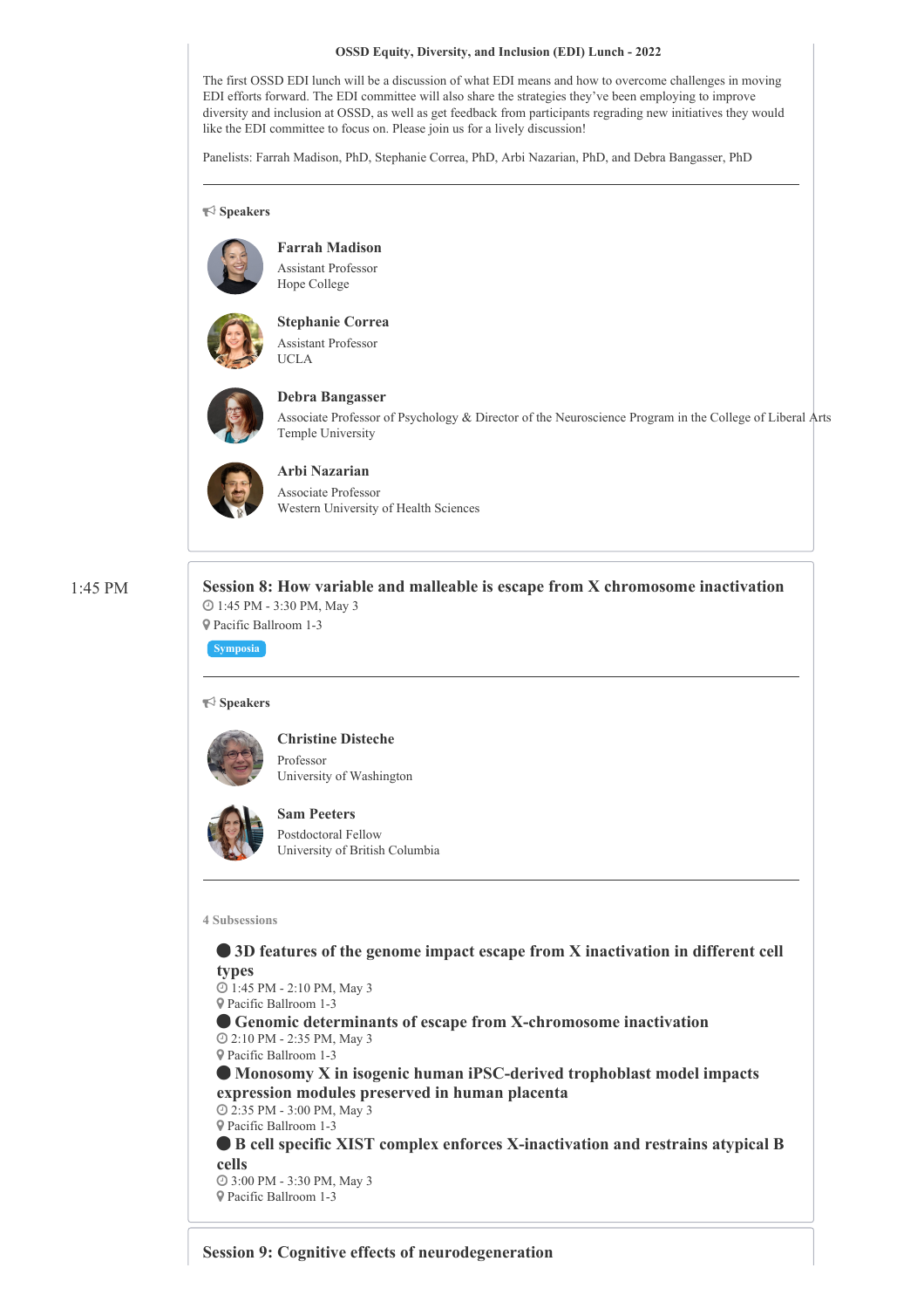**OSSD Equity, Diversity, and Inclusion (EDI) Lunch - 2022**

The first OSSD EDI lunch will be a discussion of what EDI means and how to overcome challenges in moving EDI efforts forward. The EDI committee will also share the strategies they've been employing to improve diversity and inclusion at OSSD, as well as get feedback from participants regrading new initiatives they would like the EDI committee to focus on. Please join us for a lively discussion!

Panelists: Farrah Madison, PhD, Stephanie Correa, PhD, Arbi Nazarian, PhD, and Debra Bangasser, PhD

---

**Speakers**

**Farrah Madison**
Assistant Professor
Hope College

**Stephanie Correa**
Assistant Professor
UCLA

**Debra Bangasser**
Associate Professor of Psychology & Director of the Neuroscience Program in the College of Liberal Arts
Temple University

**Arbi Nazarian**
Associate Professor
Western University of Health Sciences

---

1:45 PM

## Session 8: How variable and malleable is escape from X chromosome inactivation

1:45 PM - 3:30 PM, May 3
Pacific Ballroom 1-3

Symposia

---

**Speakers**

**Christine Disteche**
Professor
University of Washington

**Sam Peeters**
Postdoctoral Fellow
University of British Columbia

---

4 Subsessions

- **3D features of the genome impact escape from X inactivation in different cell types**
  1:45 PM - 2:10 PM, May 3
  Pacific Ballroom 1-3
- **Genomic determinants of escape from X-chromosome inactivation**
  2:10 PM - 2:35 PM, May 3
  Pacific Ballroom 1-3
- **Monosomy X in isogenic human iPSC-derived trophoblast model impacts expression modules preserved in human placenta**
  2:35 PM - 3:00 PM, May 3
  Pacific Ballroom 1-3
- **B cell specific XIST complex enforces X-inactivation and restrains atypical B cells**
  3:00 PM - 3:30 PM, May 3
  Pacific Ballroom 1-3

## Session 9: Cognitive effects of neurodegeneration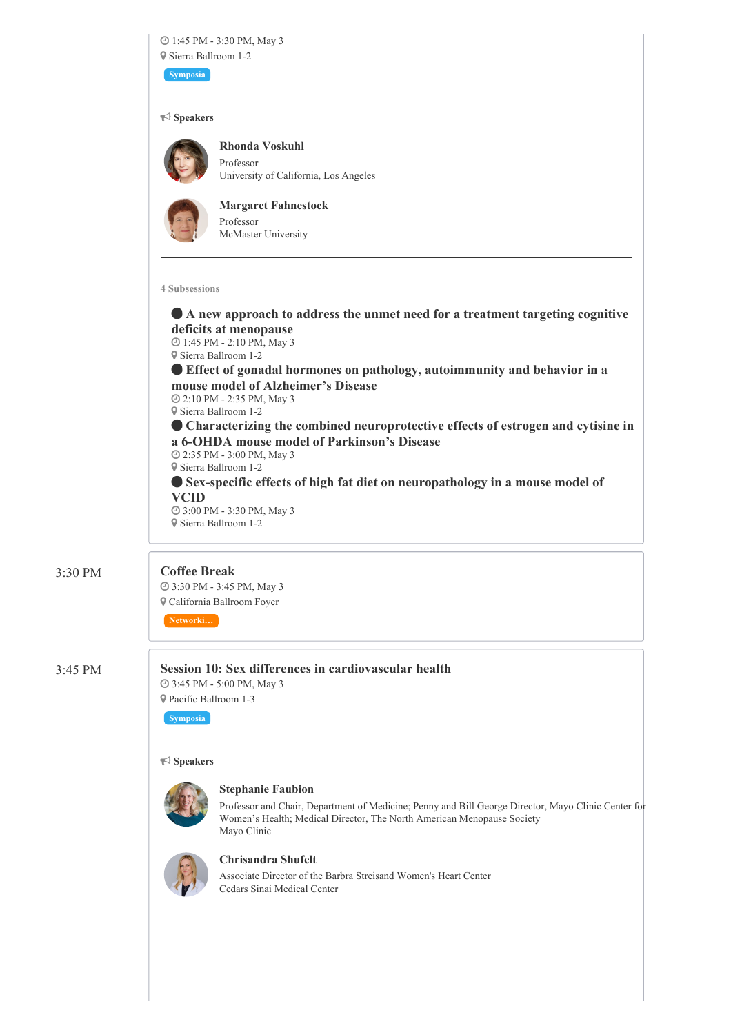1:45 PM - 3:30 PM, May 3
Sierra Ballroom 1-2

Symposia

---

**Speakers**

**Rhonda Voskuhl**
Professor
University of California, Los Angeles

**Margaret Fahnestock**
Professor
McMaster University

---

4 Subsessions

- **A new approach to address the unmet need for a treatment targeting cognitive deficits at menopause**
  1:45 PM - 2:10 PM, May 3
  Sierra Ballroom 1-2
- **Effect of gonadal hormones on pathology, autoimmunity and behavior in a mouse model of Alzheimer's Disease**
  2:10 PM - 2:35 PM, May 3
  Sierra Ballroom 1-2
- **Characterizing the combined neuroprotective effects of estrogen and cytisine in a 6-OHDA mouse model of Parkinson's Disease**
  2:35 PM - 3:00 PM, May 3
  Sierra Ballroom 1-2
- **Sex-specific effects of high fat diet on neuropathology in a mouse model of VCID**
  3:00 PM - 3:30 PM, May 3
  Sierra Ballroom 1-2

3:30 PM

## Coffee Break

3:30 PM - 3:45 PM, May 3
California Ballroom Foyer

Networki...

3:45 PM

## Session 10: Sex differences in cardiovascular health

3:45 PM - 5:00 PM, May 3
Pacific Ballroom 1-3

Symposia

---

**Speakers**

**Stephanie Faubion**
Professor and Chair, Department of Medicine; Penny and Bill George Director, Mayo Clinic Center for Women's Health; Medical Director, The North American Menopause Society
Mayo Clinic

**Chrisandra Shufelt**
Associate Director of the Barbra Streisand Women's Heart Center
Cedars Sinai Medical Center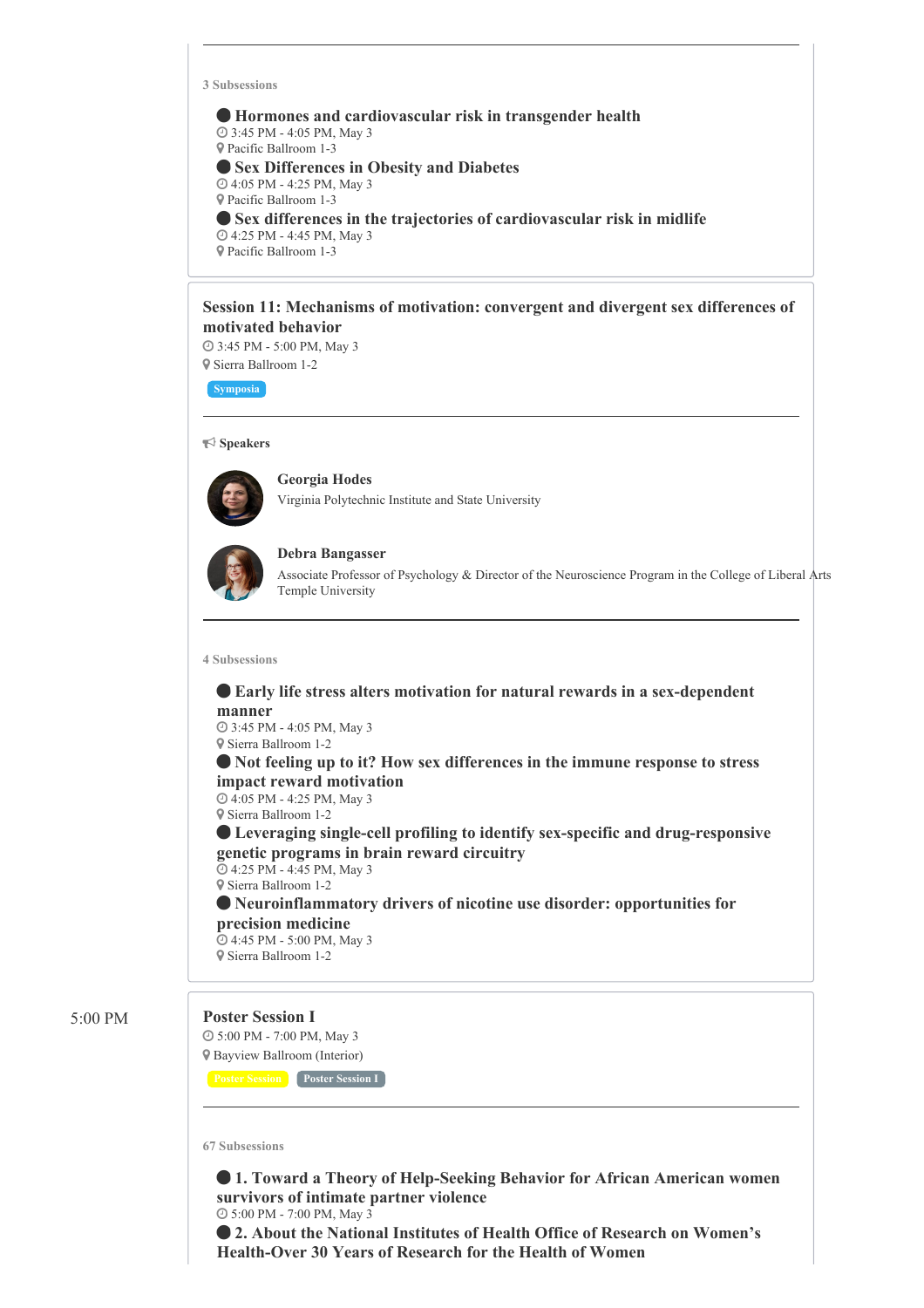3 Subsessions

- **Hormones and cardiovascular risk in transgender health**
  3:45 PM - 4:05 PM, May 3
  Pacific Ballroom 1-3
- **Sex Differences in Obesity and Diabetes**
  4:05 PM - 4:25 PM, May 3
  Pacific Ballroom 1-3
- **Sex differences in the trajectories of cardiovascular risk in midlife**
  4:25 PM - 4:45 PM, May 3
  Pacific Ballroom 1-3

### Session 11: Mechanisms of motivation: convergent and divergent sex differences of motivated behavior

3:45 PM - 5:00 PM, May 3
Sierra Ballroom 1-2

Symposia

**Speakers**

**Georgia Hodes**
Virginia Polytechnic Institute and State University

**Debra Bangasser**
Associate Professor of Psychology & Director of the Neuroscience Program in the College of Liberal Arts
Temple University

4 Subsessions

- **Early life stress alters motivation for natural rewards in a sex-dependent manner**
  3:45 PM - 4:05 PM, May 3
  Sierra Ballroom 1-2
- **Not feeling up to it? How sex differences in the immune response to stress impact reward motivation**
  4:05 PM - 4:25 PM, May 3
  Sierra Ballroom 1-2
- **Leveraging single-cell profiling to identify sex-specific and drug-responsive genetic programs in brain reward circuitry**
  4:25 PM - 4:45 PM, May 3
  Sierra Ballroom 1-2
- **Neuroinflammatory drivers of nicotine use disorder: opportunities for precision medicine**
  4:45 PM - 5:00 PM, May 3
  Sierra Ballroom 1-2

5:00 PM

### Poster Session I

5:00 PM - 7:00 PM, May 3
Bayview Ballroom (Interior)

Poster Session | Poster Session I

67 Subsessions

- **1. Toward a Theory of Help-Seeking Behavior for African American women survivors of intimate partner violence**
  5:00 PM - 7:00 PM, May 3
- **2. About the National Institutes of Health Office of Research on Women's Health-Over 30 Years of Research for the Health of Women**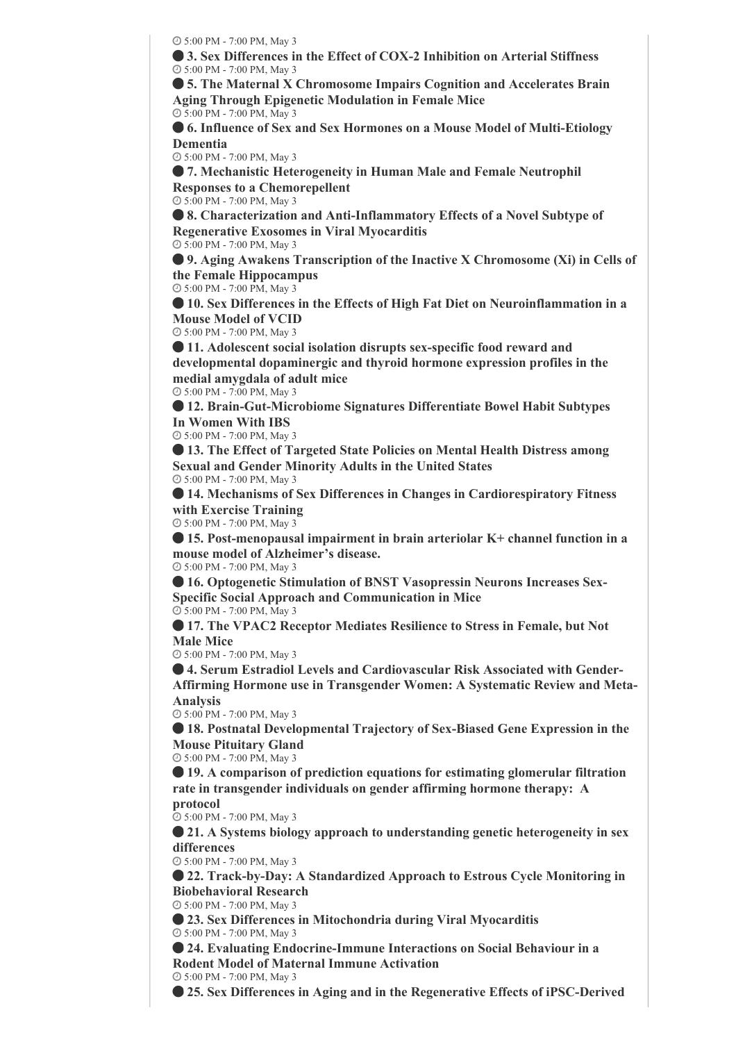5:00 PM - 7:00 PM, May 3

**3. Sex Differences in the Effect of COX-2 Inhibition on Arterial Stiffness**
5:00 PM - 7:00 PM, May 3

**5. The Maternal X Chromosome Impairs Cognition and Accelerates Brain Aging Through Epigenetic Modulation in Female Mice**
5:00 PM - 7:00 PM, May 3

**6. Influence of Sex and Sex Hormones on a Mouse Model of Multi-Etiology Dementia**
5:00 PM - 7:00 PM, May 3

**7. Mechanistic Heterogeneity in Human Male and Female Neutrophil Responses to a Chemorepellent**
5:00 PM - 7:00 PM, May 3

**8. Characterization and Anti-Inflammatory Effects of a Novel Subtype of Regenerative Exosomes in Viral Myocarditis**
5:00 PM - 7:00 PM, May 3

**9. Aging Awakens Transcription of the Inactive X Chromosome (Xi) in Cells of the Female Hippocampus**
5:00 PM - 7:00 PM, May 3

**10. Sex Differences in the Effects of High Fat Diet on Neuroinflammation in a Mouse Model of VCID**
5:00 PM - 7:00 PM, May 3

**11. Adolescent social isolation disrupts sex-specific food reward and developmental dopaminergic and thyroid hormone expression profiles in the medial amygdala of adult mice**
5:00 PM - 7:00 PM, May 3

**12. Brain-Gut-Microbiome Signatures Differentiate Bowel Habit Subtypes In Women With IBS**
5:00 PM - 7:00 PM, May 3

**13. The Effect of Targeted State Policies on Mental Health Distress among Sexual and Gender Minority Adults in the United States**
5:00 PM - 7:00 PM, May 3

**14. Mechanisms of Sex Differences in Changes in Cardiorespiratory Fitness with Exercise Training**
5:00 PM - 7:00 PM, May 3

**15. Post-menopausal impairment in brain arteriolar K+ channel function in a mouse model of Alzheimer's disease.**
5:00 PM - 7:00 PM, May 3

**16. Optogenetic Stimulation of BNST Vasopressin Neurons Increases Sex-Specific Social Approach and Communication in Mice**
5:00 PM - 7:00 PM, May 3

**17. The VPAC2 Receptor Mediates Resilience to Stress in Female, but Not Male Mice**
5:00 PM - 7:00 PM, May 3

**4. Serum Estradiol Levels and Cardiovascular Risk Associated with Gender-Affirming Hormone use in Transgender Women: A Systematic Review and Meta-Analysis**
5:00 PM - 7:00 PM, May 3

**18. Postnatal Developmental Trajectory of Sex-Biased Gene Expression in the Mouse Pituitary Gland**
5:00 PM - 7:00 PM, May 3

**19. A comparison of prediction equations for estimating glomerular filtration rate in transgender individuals on gender affirming hormone therapy: A protocol**
5:00 PM - 7:00 PM, May 3

**21. A Systems biology approach to understanding genetic heterogeneity in sex differences**
5:00 PM - 7:00 PM, May 3

**22. Track-by-Day: A Standardized Approach to Estrous Cycle Monitoring in Biobehavioral Research**
5:00 PM - 7:00 PM, May 3

**23. Sex Differences in Mitochondria during Viral Myocarditis**
5:00 PM - 7:00 PM, May 3

**24. Evaluating Endocrine-Immune Interactions on Social Behaviour in a Rodent Model of Maternal Immune Activation**
5:00 PM - 7:00 PM, May 3

**25. Sex Differences in Aging and in the Regenerative Effects of iPSC-Derived**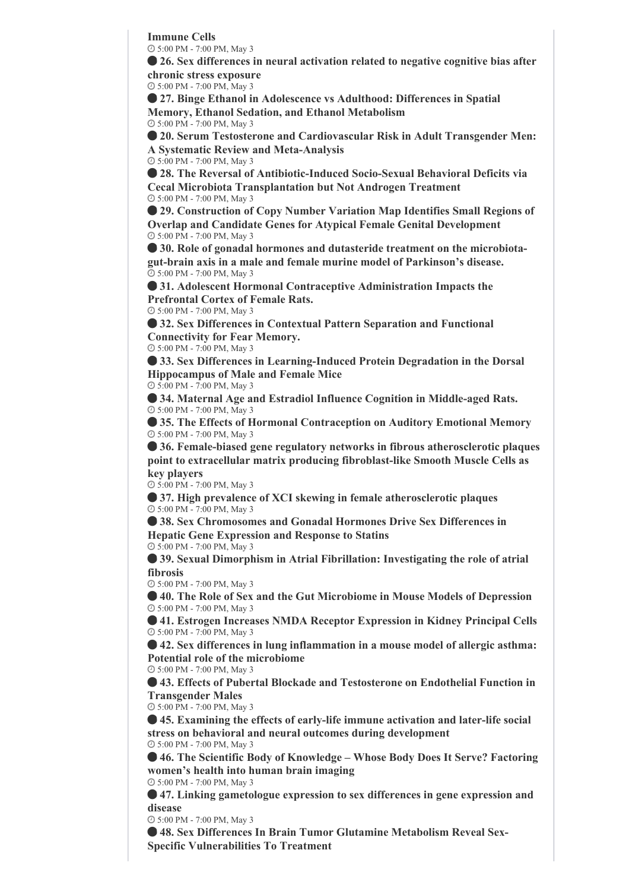**Immune Cells**

5:00 PM - 7:00 PM, May 3

**26. Sex differences in neural activation related to negative cognitive bias after chronic stress exposure**

5:00 PM - 7:00 PM, May 3

**27. Binge Ethanol in Adolescence vs Adulthood: Differences in Spatial Memory, Ethanol Sedation, and Ethanol Metabolism**

5:00 PM - 7:00 PM, May 3

**20. Serum Testosterone and Cardiovascular Risk in Adult Transgender Men: A Systematic Review and Meta-Analysis**

5:00 PM - 7:00 PM, May 3

**28. The Reversal of Antibiotic-Induced Socio-Sexual Behavioral Deficits via Cecal Microbiota Transplantation but Not Androgen Treatment**

5:00 PM - 7:00 PM, May 3

**29. Construction of Copy Number Variation Map Identifies Small Regions of Overlap and Candidate Genes for Atypical Female Genital Development**

5:00 PM - 7:00 PM, May 3

**30. Role of gonadal hormones and dutasteride treatment on the microbiota-gut-brain axis in a male and female murine model of Parkinson's disease.**

5:00 PM - 7:00 PM, May 3

**31. Adolescent Hormonal Contraceptive Administration Impacts the Prefrontal Cortex of Female Rats.**

5:00 PM - 7:00 PM, May 3

**32. Sex Differences in Contextual Pattern Separation and Functional Connectivity for Fear Memory.**

5:00 PM - 7:00 PM, May 3

**33. Sex Differences in Learning-Induced Protein Degradation in the Dorsal Hippocampus of Male and Female Mice**

5:00 PM - 7:00 PM, May 3

**34. Maternal Age and Estradiol Influence Cognition in Middle-aged Rats.**

5:00 PM - 7:00 PM, May 3

**35. The Effects of Hormonal Contraception on Auditory Emotional Memory**

5:00 PM - 7:00 PM, May 3

**36. Female-biased gene regulatory networks in fibrous atherosclerotic plaques point to extracellular matrix producing fibroblast-like Smooth Muscle Cells as key players**

5:00 PM - 7:00 PM, May 3

**37. High prevalence of XCI skewing in female atherosclerotic plaques**

5:00 PM - 7:00 PM, May 3

**38. Sex Chromosomes and Gonadal Hormones Drive Sex Differences in Hepatic Gene Expression and Response to Statins**

5:00 PM - 7:00 PM, May 3

**39. Sexual Dimorphism in Atrial Fibrillation: Investigating the role of atrial fibrosis**

5:00 PM - 7:00 PM, May 3

**40. The Role of Sex and the Gut Microbiome in Mouse Models of Depression**

5:00 PM - 7:00 PM, May 3

**41. Estrogen Increases NMDA Receptor Expression in Kidney Principal Cells**

5:00 PM - 7:00 PM, May 3

**42. Sex differences in lung inflammation in a mouse model of allergic asthma: Potential role of the microbiome**

5:00 PM - 7:00 PM, May 3

**43. Effects of Pubertal Blockade and Testosterone on Endothelial Function in Transgender Males**

5:00 PM - 7:00 PM, May 3

**45. Examining the effects of early-life immune activation and later-life social stress on behavioral and neural outcomes during development**

5:00 PM - 7:00 PM, May 3

**46. The Scientific Body of Knowledge – Whose Body Does It Serve? Factoring women's health into human brain imaging**

5:00 PM - 7:00 PM, May 3

**47. Linking gametologue expression to sex differences in gene expression and disease**

5:00 PM - 7:00 PM, May 3

**48. Sex Differences In Brain Tumor Glutamine Metabolism Reveal Sex-Specific Vulnerabilities To Treatment**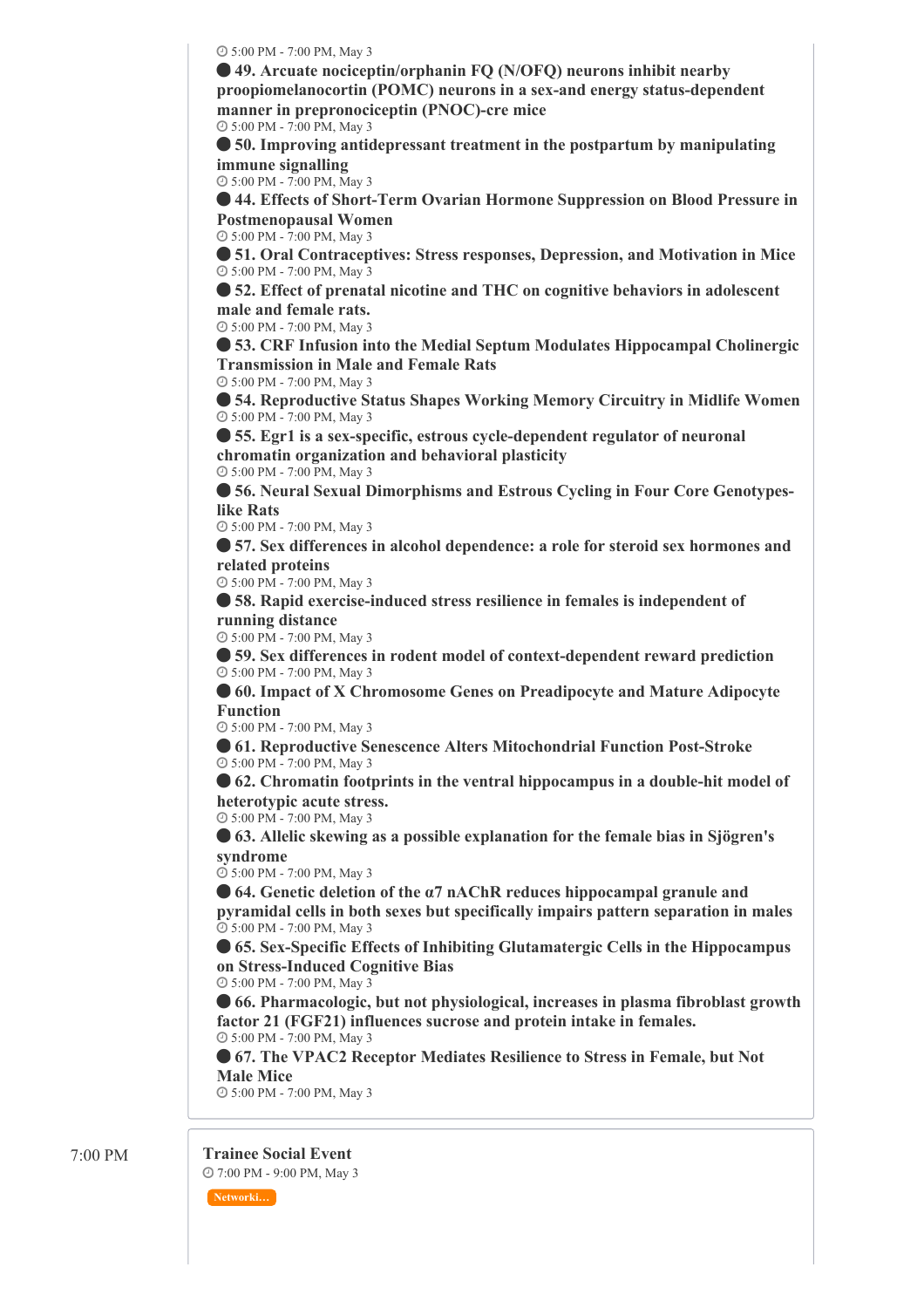5:00 PM - 7:00 PM, May 3

**49. Arcuate nociceptin/orphanin FQ (N/OFQ) neurons inhibit nearby proopiomelanocortin (POMC) neurons in a sex-and energy status-dependent manner in prepronociceptin (PNOC)-cre mice**
5:00 PM - 7:00 PM, May 3

**50. Improving antidepressant treatment in the postpartum by manipulating immune signalling**
5:00 PM - 7:00 PM, May 3

**44. Effects of Short-Term Ovarian Hormone Suppression on Blood Pressure in Postmenopausal Women**
5:00 PM - 7:00 PM, May 3

**51. Oral Contraceptives: Stress responses, Depression, and Motivation in Mice**
5:00 PM - 7:00 PM, May 3

**52. Effect of prenatal nicotine and THC on cognitive behaviors in adolescent male and female rats.**
5:00 PM - 7:00 PM, May 3

**53. CRF Infusion into the Medial Septum Modulates Hippocampal Cholinergic Transmission in Male and Female Rats**
5:00 PM - 7:00 PM, May 3

**54. Reproductive Status Shapes Working Memory Circuitry in Midlife Women**
5:00 PM - 7:00 PM, May 3

**55. Egr1 is a sex-specific, estrous cycle-dependent regulator of neuronal chromatin organization and behavioral plasticity**
5:00 PM - 7:00 PM, May 3

**56. Neural Sexual Dimorphisms and Estrous Cycling in Four Core Genotypes-like Rats**
5:00 PM - 7:00 PM, May 3

**57. Sex differences in alcohol dependence: a role for steroid sex hormones and related proteins**
5:00 PM - 7:00 PM, May 3

**58. Rapid exercise-induced stress resilience in females is independent of running distance**
5:00 PM - 7:00 PM, May 3

**59. Sex differences in rodent model of context-dependent reward prediction**
5:00 PM - 7:00 PM, May 3

**60. Impact of X Chromosome Genes on Preadipocyte and Mature Adipocyte Function**
5:00 PM - 7:00 PM, May 3

**61. Reproductive Senescence Alters Mitochondrial Function Post-Stroke**
5:00 PM - 7:00 PM, May 3

**62. Chromatin footprints in the ventral hippocampus in a double-hit model of heterotypic acute stress.**
5:00 PM - 7:00 PM, May 3

**63. Allelic skewing as a possible explanation for the female bias in Sjögren's syndrome**
5:00 PM - 7:00 PM, May 3

**64. Genetic deletion of the α7 nAChR reduces hippocampal granule and pyramidal cells in both sexes but specifically impairs pattern separation in males**
5:00 PM - 7:00 PM, May 3

**65. Sex-Specific Effects of Inhibiting Glutamatergic Cells in the Hippocampus on Stress-Induced Cognitive Bias**
5:00 PM - 7:00 PM, May 3

**66. Pharmacologic, but not physiological, increases in plasma fibroblast growth factor 21 (FGF21) influences sucrose and protein intake in females.**
5:00 PM - 7:00 PM, May 3

**67. The VPAC2 Receptor Mediates Resilience to Stress in Female, but Not Male Mice**
5:00 PM - 7:00 PM, May 3

7:00 PM

**Trainee Social Event**
7:00 PM - 9:00 PM, May 3

Networki...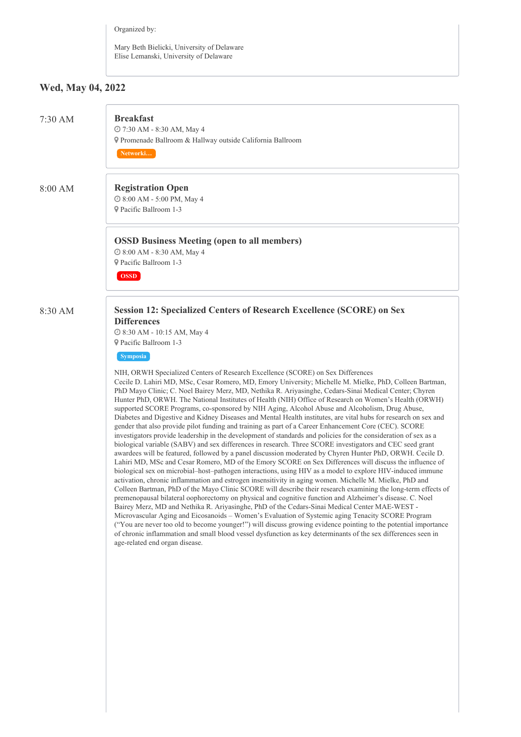Organized by:

Mary Beth Bielicki, University of Delaware
Elise Lemanski, University of Delaware

## Wed, May 04, 2022

7:30 AM

### Breakfast

7:30 AM - 8:30 AM, May 4

Promenade Ballroom & Hallway outside California Ballroom

Networki…

8:00 AM

### Registration Open

8:00 AM - 5:00 PM, May 4

Pacific Ballroom 1-3

### OSSD Business Meeting (open to all members)

8:00 AM - 8:30 AM, May 4

Pacific Ballroom 1-3

OSSD

8:30 AM

### Session 12: Specialized Centers of Research Excellence (SCORE) on Sex Differences

8:30 AM - 10:15 AM, May 4

Pacific Ballroom 1-3

Symposia

NIH, ORWH Specialized Centers of Research Excellence (SCORE) on Sex Differences
Cecile D. Lahiri MD, MSc, Cesar Romero, MD, Emory University; Michelle M. Mielke, PhD, Colleen Bartman, PhD Mayo Clinic; C. Noel Bairey Merz, MD, Nethika R. Ariyasinghe, Cedars-Sinai Medical Center; Chyren Hunter PhD, ORWH. The National Institutes of Health (NIH) Office of Research on Women's Health (ORWH) supported SCORE Programs, co-sponsored by NIH Aging, Alcohol Abuse and Alcoholism, Drug Abuse, Diabetes and Digestive and Kidney Diseases and Mental Health institutes, are vital hubs for research on sex and gender that also provide pilot funding and training as part of a Career Enhancement Core (CEC). SCORE investigators provide leadership in the development of standards and policies for the consideration of sex as a biological variable (SABV) and sex differences in research. Three SCORE investigators and CEC seed grant awardees will be featured, followed by a panel discussion moderated by Chyren Hunter PhD, ORWH. Cecile D. Lahiri MD, MSc and Cesar Romero, MD of the Emory SCORE on Sex Differences will discuss the influence of biological sex on microbial–host–pathogen interactions, using HIV as a model to explore HIV-induced immune activation, chronic inflammation and estrogen insensitivity in aging women. Michelle M. Mielke, PhD and Colleen Bartman, PhD of the Mayo Clinic SCORE will describe their research examining the long-term effects of premenopausal bilateral oophorectomy on physical and cognitive function and Alzheimer's disease. C. Noel Bairey Merz, MD and Nethika R. Ariyasinghe, PhD of the Cedars-Sinai Medical Center MAE-WEST - Microvascular Aging and Eicosanoids – Women's Evaluation of Systemic aging Tenacity SCORE Program ("You are never too old to become younger!") will discuss growing evidence pointing to the potential importance of chronic inflammation and small blood vessel dysfunction as key determinants of the sex differences seen in age-related end organ disease.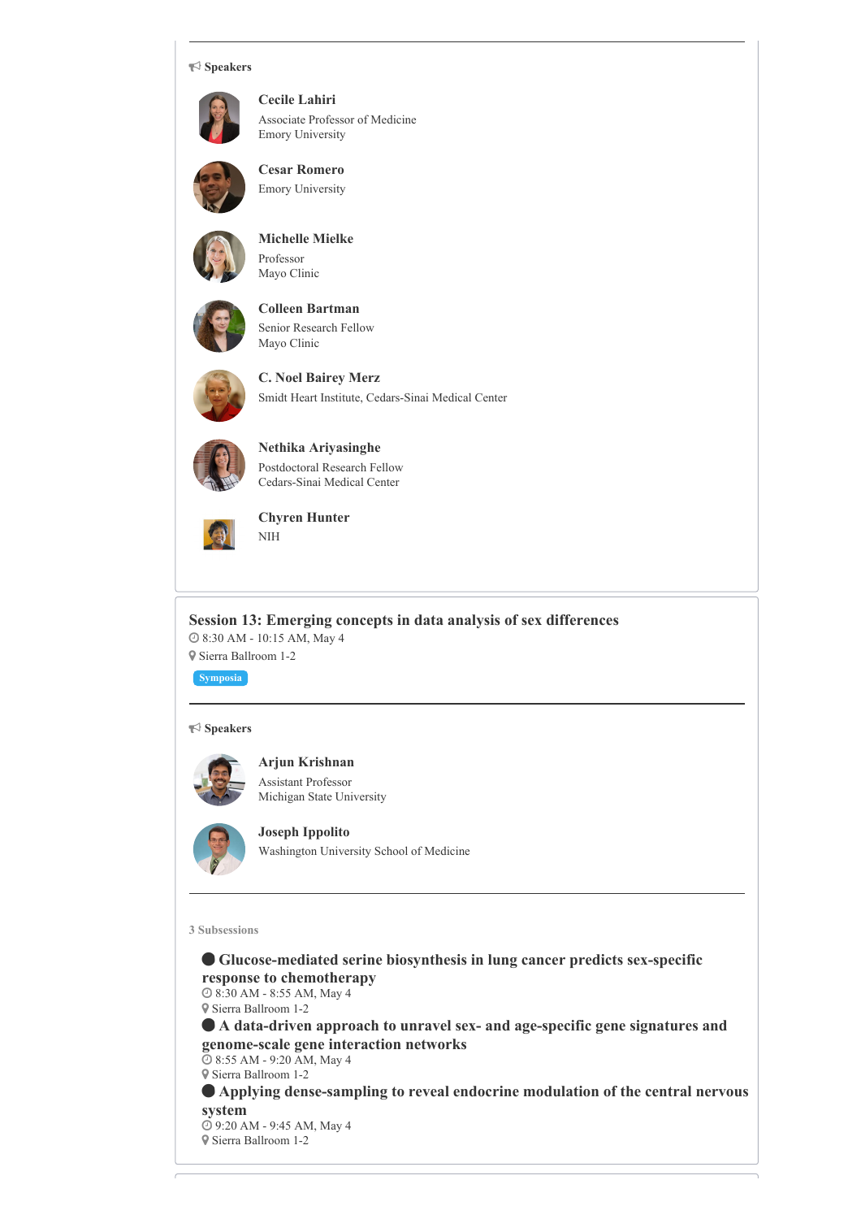### Speakers

**Cecile Lahiri**
Associate Professor of Medicine
Emory University

**Cesar Romero**
Emory University

**Michelle Mielke**
Professor
Mayo Clinic

**Colleen Bartman**
Senior Research Fellow
Mayo Clinic

**C. Noel Bairey Merz**
Smidt Heart Institute, Cedars-Sinai Medical Center

**Nethika Ariyasinghe**
Postdoctoral Research Fellow
Cedars-Sinai Medical Center

**Chyren Hunter**
NIH

---

## Session 13: Emerging concepts in data analysis of sex differences

8:30 AM - 10:15 AM, May 4
Sierra Ballroom 1-2

Symposia

### Speakers

**Arjun Krishnan**
Assistant Professor
Michigan State University

**Joseph Ippolito**
Washington University School of Medicine

### 3 Subsessions

- **Glucose-mediated serine biosynthesis in lung cancer predicts sex-specific response to chemotherapy**
  8:30 AM - 8:55 AM, May 4
  Sierra Ballroom 1-2
- **A data-driven approach to unravel sex- and age-specific gene signatures and genome-scale gene interaction networks**
  8:55 AM - 9:20 AM, May 4
  Sierra Ballroom 1-2
- **Applying dense-sampling to reveal endocrine modulation of the central nervous system**
  9:20 AM - 9:45 AM, May 4
  Sierra Ballroom 1-2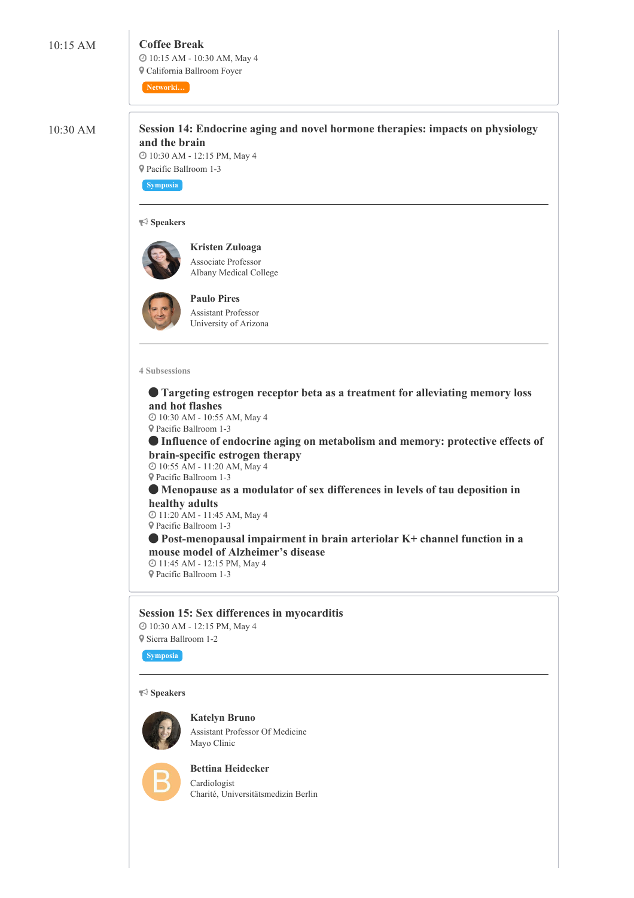10:15 AM

### Coffee Break

10:15 AM - 10:30 AM, May 4

California Ballroom Foyer

Networki...

10:30 AM

### Session 14: Endocrine aging and novel hormone therapies: impacts on physiology and the brain

10:30 AM - 12:15 PM, May 4

Pacific Ballroom 1-3

Symposia

**Speakers**

**Kristen Zuloaga**
Associate Professor
Albany Medical College

**Paulo Pires**
Assistant Professor
University of Arizona

4 Subsessions

- **Targeting estrogen receptor beta as a treatment for alleviating memory loss and hot flashes**
  10:30 AM - 10:55 AM, May 4
  Pacific Ballroom 1-3
- **Influence of endocrine aging on metabolism and memory: protective effects of brain-specific estrogen therapy**
  10:55 AM - 11:20 AM, May 4
  Pacific Ballroom 1-3
- **Menopause as a modulator of sex differences in levels of tau deposition in healthy adults**
  11:20 AM - 11:45 AM, May 4
  Pacific Ballroom 1-3
- **Post-menopausal impairment in brain arteriolar K+ channel function in a mouse model of Alzheimer's disease**
  11:45 AM - 12:15 PM, May 4
  Pacific Ballroom 1-3

### Session 15: Sex differences in myocarditis

10:30 AM - 12:15 PM, May 4

Sierra Ballroom 1-2

Symposia

**Speakers**

**Katelyn Bruno**
Assistant Professor Of Medicine
Mayo Clinic

**Bettina Heidecker**
Cardiologist
Charité, Universitätsmedizin Berlin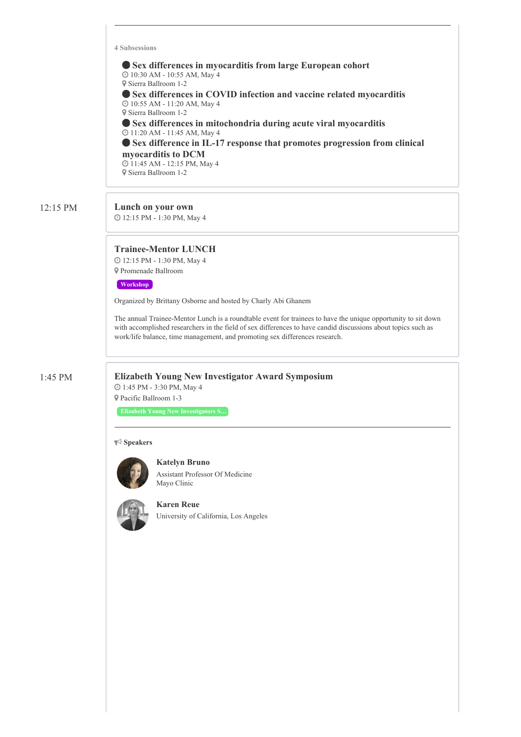4 Subsessions

- **Sex differences in myocarditis from large European cohort**
  10:30 AM - 10:55 AM, May 4
  Sierra Ballroom 1-2
- **Sex differences in COVID infection and vaccine related myocarditis**
  10:55 AM - 11:20 AM, May 4
  Sierra Ballroom 1-2
- **Sex differences in mitochondria during acute viral myocarditis**
  11:20 AM - 11:45 AM, May 4
- **Sex difference in IL-17 response that promotes progression from clinical myocarditis to DCM**
  11:45 AM - 12:15 PM, May 4
  Sierra Ballroom 1-2

12:15 PM

## Lunch on your own

12:15 PM - 1:30 PM, May 4

## Trainee-Mentor LUNCH

12:15 PM - 1:30 PM, May 4
Promenade Ballroom

Workshop

Organized by Brittany Osborne and hosted by Charly Abi Ghanem

The annual Trainee-Mentor Lunch is a roundtable event for trainees to have the unique opportunity to sit down with accomplished researchers in the field of sex differences to have candid discussions about topics such as work/life balance, time management, and promoting sex differences research.

1:45 PM

## Elizabeth Young New Investigator Award Symposium

1:45 PM - 3:30 PM, May 4
Pacific Ballroom 1-3

Elizabeth Young New Investigators S...

**Speakers**

**Katelyn Bruno**
Assistant Professor Of Medicine
Mayo Clinic

**Karen Reue**
University of California, Los Angeles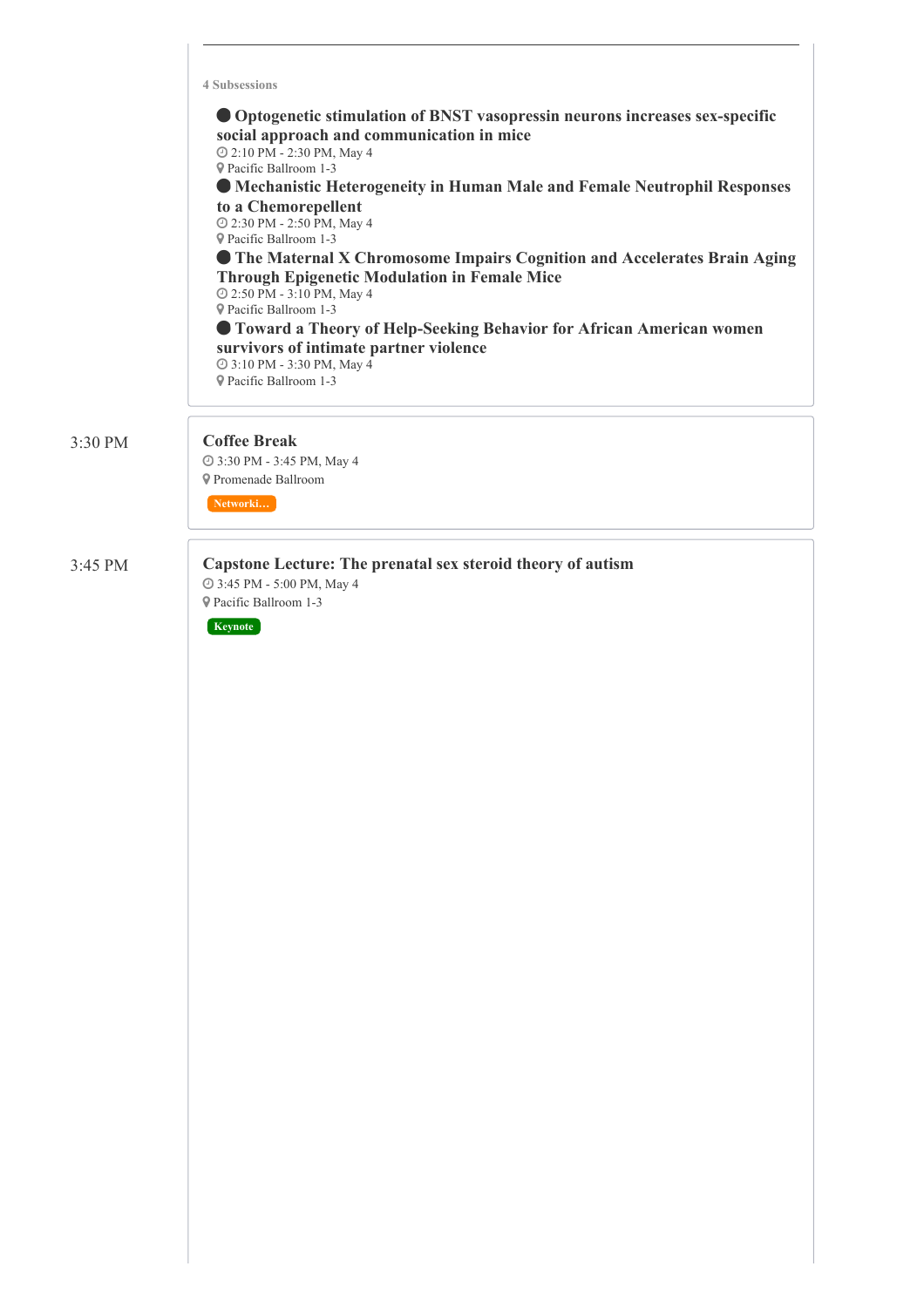4 Subsessions

- **Optogenetic stimulation of BNST vasopressin neurons increases sex-specific social approach and communication in mice**
  2:10 PM - 2:30 PM, May 4
  Pacific Ballroom 1-3
- **Mechanistic Heterogeneity in Human Male and Female Neutrophil Responses to a Chemorepellent**
  2:30 PM - 2:50 PM, May 4
  Pacific Ballroom 1-3
- **The Maternal X Chromosome Impairs Cognition and Accelerates Brain Aging Through Epigenetic Modulation in Female Mice**
  2:50 PM - 3:10 PM, May 4
  Pacific Ballroom 1-3
- **Toward a Theory of Help-Seeking Behavior for African American women survivors of intimate partner violence**
  3:10 PM - 3:30 PM, May 4
  Pacific Ballroom 1-3

3:30 PM

**Coffee Break**
3:30 PM - 3:45 PM, May 4
Promenade Ballroom
Networki...

3:45 PM

**Capstone Lecture: The prenatal sex steroid theory of autism**
3:45 PM - 5:00 PM, May 4
Pacific Ballroom 1-3
Keynote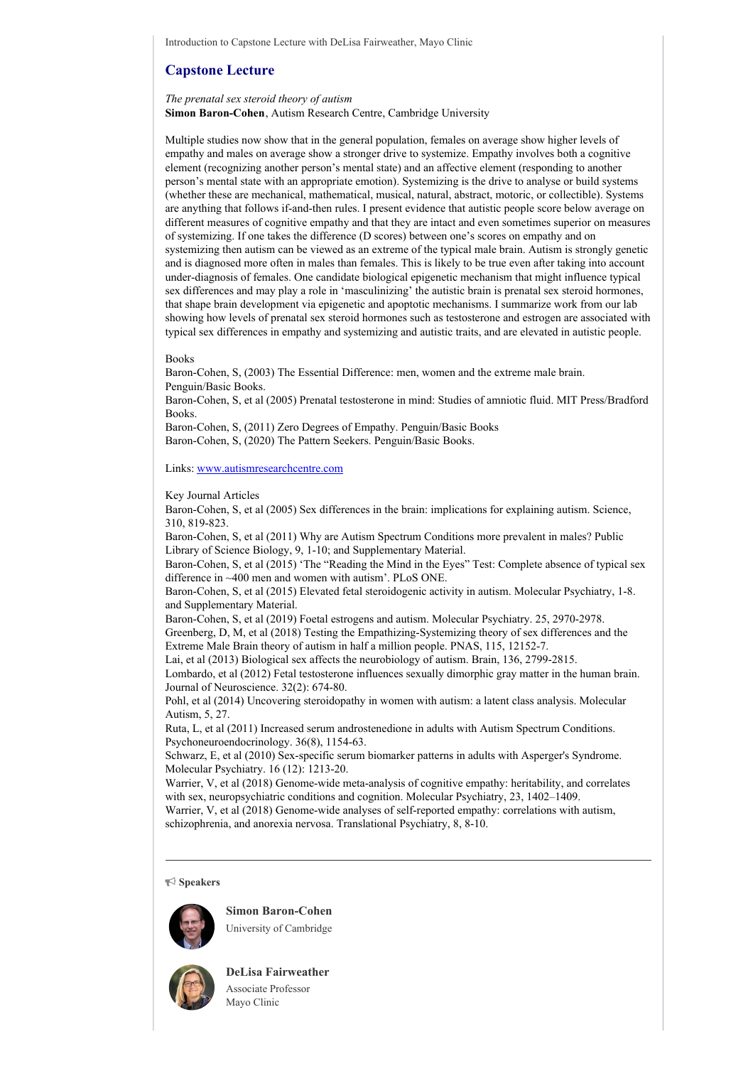Introduction to Capstone Lecture with DeLisa Fairweather, Mayo Clinic

## Capstone Lecture

*The prenatal sex steroid theory of autism*
**Simon Baron-Cohen**, Autism Research Centre, Cambridge University

Multiple studies now show that in the general population, females on average show higher levels of empathy and males on average show a stronger drive to systemize. Empathy involves both a cognitive element (recognizing another person's mental state) and an affective element (responding to another person's mental state with an appropriate emotion). Systemizing is the drive to analyse or build systems (whether these are mechanical, mathematical, musical, natural, abstract, motoric, or collectible). Systems are anything that follows if-and-then rules. I present evidence that autistic people score below average on different measures of cognitive empathy and that they are intact and even sometimes superior on measures of systemizing. If one takes the difference (D scores) between one's scores on empathy and on systemizing then autism can be viewed as an extreme of the typical male brain. Autism is strongly genetic and is diagnosed more often in males than females. This is likely to be true even after taking into account under-diagnosis of females. One candidate biological epigenetic mechanism that might influence typical sex differences and may play a role in 'masculinizing' the autistic brain is prenatal sex steroid hormones, that shape brain development via epigenetic and apoptotic mechanisms. I summarize work from our lab showing how levels of prenatal sex steroid hormones such as testosterone and estrogen are associated with typical sex differences in empathy and systemizing and autistic traits, and are elevated in autistic people.

Books

Baron-Cohen, S, (2003) The Essential Difference: men, women and the extreme male brain. Penguin/Basic Books.

Baron-Cohen, S, et al (2005) Prenatal testosterone in mind: Studies of amniotic fluid. MIT Press/Bradford Books.

Baron-Cohen, S, (2011) Zero Degrees of Empathy. Penguin/Basic Books

Baron-Cohen, S, (2020) The Pattern Seekers. Penguin/Basic Books.

Links: [www.autismresearchcentre.com](http://www.autismresearchcentre.com)

Key Journal Articles

Baron-Cohen, S, et al (2005) Sex differences in the brain: implications for explaining autism. Science, 310, 819-823.

Baron-Cohen, S, et al (2011) Why are Autism Spectrum Conditions more prevalent in males? Public Library of Science Biology, 9, 1-10; and Supplementary Material.

Baron-Cohen, S, et al (2015) 'The "Reading the Mind in the Eyes" Test: Complete absence of typical sex difference in ~400 men and women with autism'. PLoS ONE.

Baron-Cohen, S, et al (2015) Elevated fetal steroidogenic activity in autism. Molecular Psychiatry, 1-8. and Supplementary Material.

Baron-Cohen, S, et al (2019) Foetal estrogens and autism. Molecular Psychiatry. 25, 2970-2978.

Greenberg, D, M, et al (2018) Testing the Empathizing-Systemizing theory of sex differences and the Extreme Male Brain theory of autism in half a million people. PNAS, 115, 12152-7.

Lai, et al (2013) Biological sex affects the neurobiology of autism. Brain, 136, 2799-2815.

Lombardo, et al (2012) Fetal testosterone influences sexually dimorphic gray matter in the human brain. Journal of Neuroscience. 32(2): 674-80.

Pohl, et al (2014) Uncovering steroidopathy in women with autism: a latent class analysis. Molecular Autism, 5, 27.

Ruta, L, et al (2011) Increased serum androstenedione in adults with Autism Spectrum Conditions. Psychoneuroendocrinology. 36(8), 1154-63.

Schwarz, E, et al (2010) Sex-specific serum biomarker patterns in adults with Asperger's Syndrome. Molecular Psychiatry. 16 (12): 1213-20.

Warrier, V, et al (2018) Genome-wide meta-analysis of cognitive empathy: heritability, and correlates with sex, neuropsychiatric conditions and cognition. Molecular Psychiatry, 23, 1402–1409.

Warrier, V, et al (2018) Genome-wide analyses of self-reported empathy: correlations with autism, schizophrenia, and anorexia nervosa. Translational Psychiatry, 8, 8-10.

---

**Speakers**

**Simon Baron-Cohen**
University of Cambridge

**DeLisa Fairweather**
Associate Professor
Mayo Clinic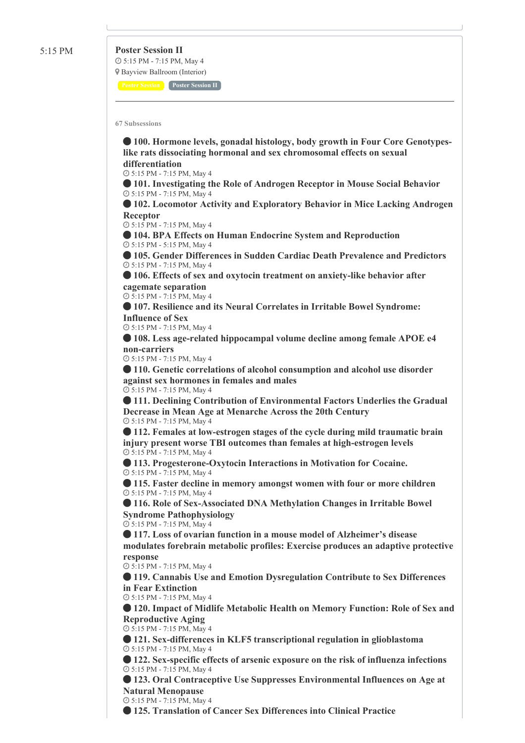5:15 PM

## Poster Session II

5:15 PM - 7:15 PM, May 4

Bayview Ballroom (Interior)

Poster Session | Poster Session II

**67 Subsessions**

- **100. Hormone levels, gonadal histology, body growth in Four Core Genotypes-like rats dissociating hormonal and sex chromosomal effects on sexual differentiation**
  5:15 PM - 7:15 PM, May 4
- **101. Investigating the Role of Androgen Receptor in Mouse Social Behavior**
  5:15 PM - 7:15 PM, May 4
- **102. Locomotor Activity and Exploratory Behavior in Mice Lacking Androgen Receptor**
  5:15 PM - 7:15 PM, May 4
- **104. BPA Effects on Human Endocrine System and Reproduction**
  5:15 PM - 5:15 PM, May 4
- **105. Gender Differences in Sudden Cardiac Death Prevalence and Predictors**
  5:15 PM - 7:15 PM, May 4
- **106. Effects of sex and oxytocin treatment on anxiety-like behavior after cagemate separation**
  5:15 PM - 7:15 PM, May 4
- **107. Resilience and its Neural Correlates in Irritable Bowel Syndrome: Influence of Sex**
  5:15 PM - 7:15 PM, May 4
- **108. Less age-related hippocampal volume decline among female APOE e4 non-carriers**
  5:15 PM - 7:15 PM, May 4
- **110. Genetic correlations of alcohol consumption and alcohol use disorder against sex hormones in females and males**
  5:15 PM - 7:15 PM, May 4
- **111. Declining Contribution of Environmental Factors Underlies the Gradual Decrease in Mean Age at Menarche Across the 20th Century**
  5:15 PM - 7:15 PM, May 4
- **112. Females at low-estrogen stages of the cycle during mild traumatic brain injury present worse TBI outcomes than females at high-estrogen levels**
  5:15 PM - 7:15 PM, May 4
- **113. Progesterone-Oxytocin Interactions in Motivation for Cocaine.**
  5:15 PM - 7:15 PM, May 4
- **115. Faster decline in memory amongst women with four or more children**
  5:15 PM - 7:15 PM, May 4
- **116. Role of Sex-Associated DNA Methylation Changes in Irritable Bowel Syndrome Pathophysiology**
  5:15 PM - 7:15 PM, May 4
- **117. Loss of ovarian function in a mouse model of Alzheimer's disease modulates forebrain metabolic profiles: Exercise produces an adaptive protective response**
  5:15 PM - 7:15 PM, May 4
- **119. Cannabis Use and Emotion Dysregulation Contribute to Sex Differences in Fear Extinction**
  5:15 PM - 7:15 PM, May 4
- **120. Impact of Midlife Metabolic Health on Memory Function: Role of Sex and Reproductive Aging**
  5:15 PM - 7:15 PM, May 4
- **121. Sex-differences in KLF5 transcriptional regulation in glioblastoma**
  5:15 PM - 7:15 PM, May 4
- **122. Sex-specific effects of arsenic exposure on the risk of influenza infections**
  5:15 PM - 7:15 PM, May 4
- **123. Oral Contraceptive Use Suppresses Environmental Influences on Age at Natural Menopause**
  5:15 PM - 7:15 PM, May 4
- **125. Translation of Cancer Sex Differences into Clinical Practice**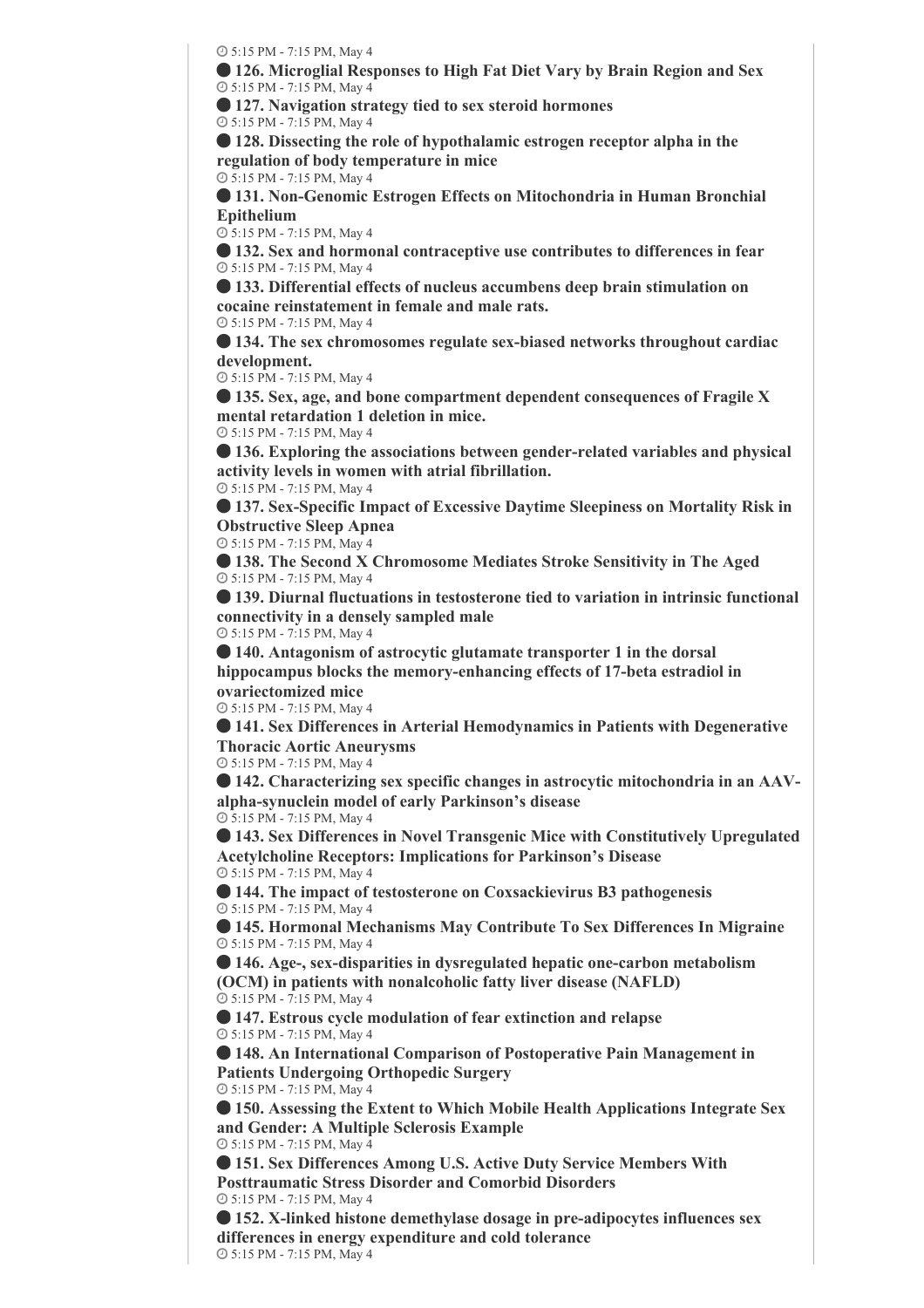5:15 PM - 7:15 PM, May 4

**126. Microglial Responses to High Fat Diet Vary by Brain Region and Sex**
5:15 PM - 7:15 PM, May 4

**127. Navigation strategy tied to sex steroid hormones**
5:15 PM - 7:15 PM, May 4

**128. Dissecting the role of hypothalamic estrogen receptor alpha in the regulation of body temperature in mice**
5:15 PM - 7:15 PM, May 4

**131. Non-Genomic Estrogen Effects on Mitochondria in Human Bronchial Epithelium**
5:15 PM - 7:15 PM, May 4

**132. Sex and hormonal contraceptive use contributes to differences in fear**
5:15 PM - 7:15 PM, May 4

**133. Differential effects of nucleus accumbens deep brain stimulation on cocaine reinstatement in female and male rats.**
5:15 PM - 7:15 PM, May 4

**134. The sex chromosomes regulate sex-biased networks throughout cardiac development.**
5:15 PM - 7:15 PM, May 4

**135. Sex, age, and bone compartment dependent consequences of Fragile X mental retardation 1 deletion in mice.**
5:15 PM - 7:15 PM, May 4

**136. Exploring the associations between gender-related variables and physical activity levels in women with atrial fibrillation.**
5:15 PM - 7:15 PM, May 4

**137. Sex-Specific Impact of Excessive Daytime Sleepiness on Mortality Risk in Obstructive Sleep Apnea**
5:15 PM - 7:15 PM, May 4

**138. The Second X Chromosome Mediates Stroke Sensitivity In The Aged**
5:15 PM - 7:15 PM, May 4

**139. Diurnal fluctuations in testosterone tied to variation in intrinsic functional connectivity in a densely sampled male**
5:15 PM - 7:15 PM, May 4

**140. Antagonism of astrocytic glutamate transporter 1 in the dorsal hippocampus blocks the memory-enhancing effects of 17-beta estradiol in ovariectomized mice**
5:15 PM - 7:15 PM, May 4

**141. Sex Differences in Arterial Hemodynamics in Patients with Degenerative Thoracic Aortic Aneurysms**
5:15 PM - 7:15 PM, May 4

**142. Characterizing sex specific changes in astrocytic mitochondria in an AAV-alpha-synuclein model of early Parkinson's disease**
5:15 PM - 7:15 PM, May 4

**143. Sex Differences in Novel Transgenic Mice with Constitutively Upregulated Acetylcholine Receptors: Implications for Parkinson's Disease**
5:15 PM - 7:15 PM, May 4

**144. The impact of testosterone on Coxsackievirus B3 pathogenesis**
5:15 PM - 7:15 PM, May 4

**145. Hormonal Mechanisms May Contribute To Sex Differences In Migraine**
5:15 PM - 7:15 PM, May 4

**146. Age-, sex-disparities in dysregulated hepatic one-carbon metabolism (OCM) in patients with nonalcoholic fatty liver disease (NAFLD)**
5:15 PM - 7:15 PM, May 4

**147. Estrous cycle modulation of fear extinction and relapse**
5:15 PM - 7:15 PM, May 4

**148. An International Comparison of Postoperative Pain Management in Patients Undergoing Orthopedic Surgery**
5:15 PM - 7:15 PM, May 4

**150. Assessing the Extent to Which Mobile Health Applications Integrate Sex and Gender: A Multiple Sclerosis Example**
5:15 PM - 7:15 PM, May 4

**151. Sex Differences Among U.S. Active Duty Service Members With Posttraumatic Stress Disorder and Comorbid Disorders**
5:15 PM - 7:15 PM, May 4

**152. X-linked histone demethylase dosage in pre-adipocytes influences sex differences in energy expenditure and cold tolerance**
5:15 PM - 7:15 PM, May 4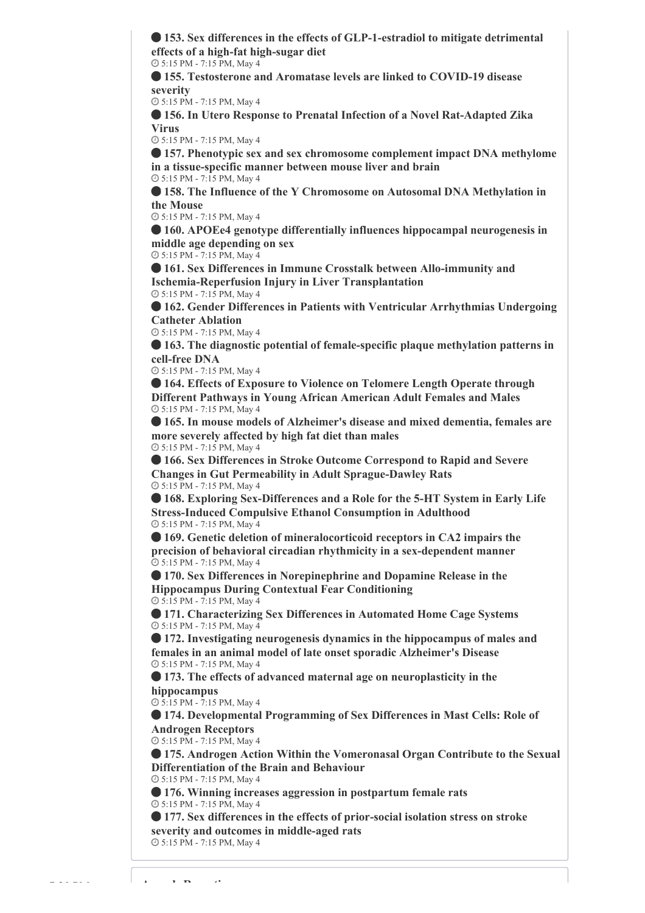**153. Sex differences in the effects of GLP-1-estradiol to mitigate detrimental effects of a high-fat high-sugar diet**
5:15 PM - 7:15 PM, May 4

**155. Testosterone and Aromatase levels are linked to COVID-19 disease severity**
5:15 PM - 7:15 PM, May 4

**156. In Utero Response to Prenatal Infection of a Novel Rat-Adapted Zika Virus**
5:15 PM - 7:15 PM, May 4

**157. Phenotypic sex and sex chromosome complement impact DNA methylome in a tissue-specific manner between mouse liver and brain**
5:15 PM - 7:15 PM, May 4

**158. The Influence of the Y Chromosome on Autosomal DNA Methylation in the Mouse**
5:15 PM - 7:15 PM, May 4

**160. APOEe4 genotype differentially influences hippocampal neurogenesis in middle age depending on sex**
5:15 PM - 7:15 PM, May 4

**161. Sex Differences in Immune Crosstalk between Allo-immunity and Ischemia-Reperfusion Injury in Liver Transplantation**
5:15 PM - 7:15 PM, May 4

**162. Gender Differences in Patients with Ventricular Arrhythmias Undergoing Catheter Ablation**
5:15 PM - 7:15 PM, May 4

**163. The diagnostic potential of female-specific plaque methylation patterns in cell-free DNA**
5:15 PM - 7:15 PM, May 4

**164. Effects of Exposure to Violence on Telomere Length Operate through Different Pathways in Young African American Adult Females and Males**
5:15 PM - 7:15 PM, May 4

**165. In mouse models of Alzheimer's disease and mixed dementia, females are more severely affected by high fat diet than males**
5:15 PM - 7:15 PM, May 4

**166. Sex Differences in Stroke Outcome Correspond to Rapid and Severe Changes in Gut Permeability in Adult Sprague-Dawley Rats**
5:15 PM - 7:15 PM, May 4

**168. Exploring Sex-Differences and a Role for the 5-HT System in Early Life Stress-Induced Compulsive Ethanol Consumption in Adulthood**
5:15 PM - 7:15 PM, May 4

**169. Genetic deletion of mineralocorticoid receptors in CA2 impairs the precision of behavioral circadian rhythmicity in a sex-dependent manner**
5:15 PM - 7:15 PM, May 4

**170. Sex Differences in Norepinephrine and Dopamine Release in the Hippocampus During Contextual Fear Conditioning**
5:15 PM - 7:15 PM, May 4

**171. Characterizing Sex Differences in Automated Home Cage Systems**
5:15 PM - 7:15 PM, May 4

**172. Investigating neurogenesis dynamics in the hippocampus of males and females in an animal model of late onset sporadic Alzheimer's Disease**
5:15 PM - 7:15 PM, May 4

**173. The effects of advanced maternal age on neuroplasticity in the hippocampus**
5:15 PM - 7:15 PM, May 4

**174. Developmental Programming of Sex Differences in Mast Cells: Role of Androgen Receptors**
5:15 PM - 7:15 PM, May 4

**175. Androgen Action Within the Vomeronasal Organ Contribute to the Sexual Differentiation of the Brain and Behaviour**
5:15 PM - 7:15 PM, May 4

**176. Winning increases aggression in postpartum female rats**
5:15 PM - 7:15 PM, May 4

**177. Sex differences in the effects of prior-social isolation stress on stroke severity and outcomes in middle-aged rats**
5:15 PM - 7:15 PM, May 4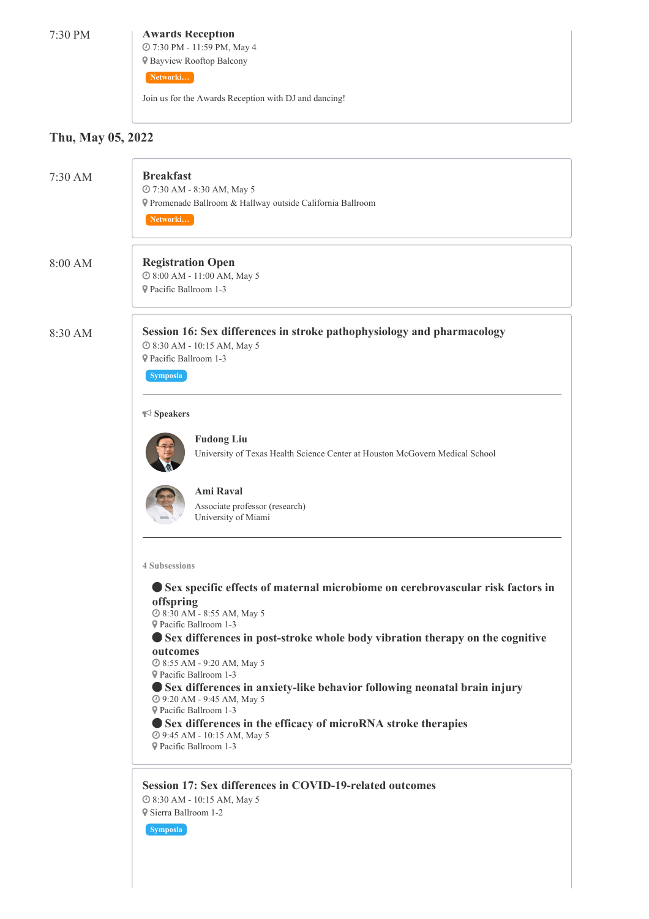7:30 PM

**Awards Reception**
7:30 PM - 11:59 PM, May 4
Bayview Rooftop Balcony
Networki...

Join us for the Awards Reception with DJ and dancing!

## Thu, May 05, 2022

7:30 AM

**Breakfast**
7:30 AM - 8:30 AM, May 5
Promenade Ballroom & Hallway outside California Ballroom
Networki...

8:00 AM

**Registration Open**
8:00 AM - 11:00 AM, May 5
Pacific Ballroom 1-3

8:30 AM

**Session 16: Sex differences in stroke pathophysiology and pharmacology**
8:30 AM - 10:15 AM, May 5
Pacific Ballroom 1-3
Symposia

**Speakers**

**Fudong Liu**
University of Texas Health Science Center at Houston McGovern Medical School

**Ami Raval**
Associate professor (research)
University of Miami

4 Subsessions

- **Sex specific effects of maternal microbiome on cerebrovascular risk factors in offspring**
  8:30 AM - 8:55 AM, May 5
  Pacific Ballroom 1-3
- **Sex differences in post-stroke whole body vibration therapy on the cognitive outcomes**
  8:55 AM - 9:20 AM, May 5
  Pacific Ballroom 1-3
- **Sex differences in anxiety-like behavior following neonatal brain injury**
  9:20 AM - 9:45 AM, May 5
  Pacific Ballroom 1-3
- **Sex differences in the efficacy of microRNA stroke therapies**
  9:45 AM - 10:15 AM, May 5
  Pacific Ballroom 1-3

**Session 17: Sex differences in COVID-19-related outcomes**
8:30 AM - 10:15 AM, May 5
Sierra Ballroom 1-2
Symposia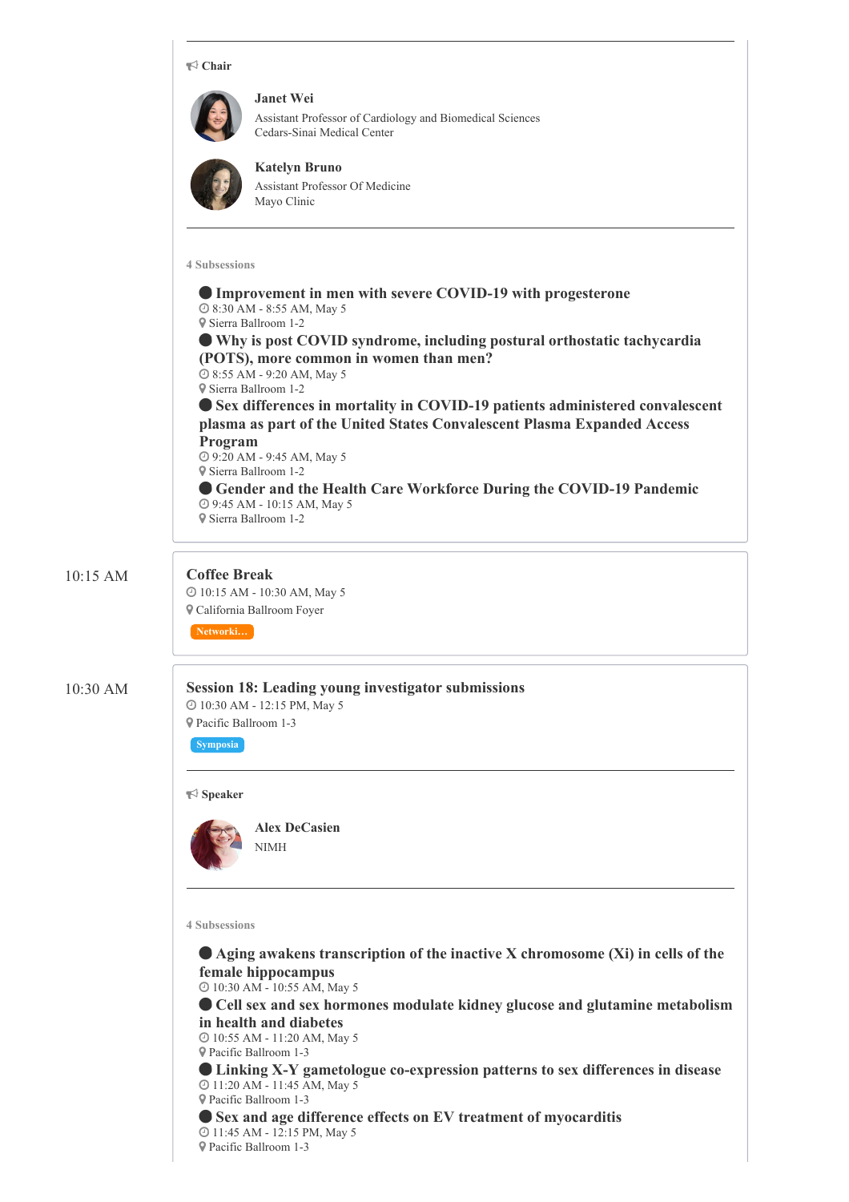**Chair**

**Janet Wei**
Assistant Professor of Cardiology and Biomedical Sciences
Cedars-Sinai Medical Center

**Katelyn Bruno**
Assistant Professor Of Medicine
Mayo Clinic

4 Subsessions

- **Improvement in men with severe COVID-19 with progesterone**
  8:30 AM - 8:55 AM, May 5
  Sierra Ballroom 1-2
- **Why is post COVID syndrome, including postural orthostatic tachycardia (POTS), more common in women than men?**
  8:55 AM - 9:20 AM, May 5
  Sierra Ballroom 1-2
- **Sex differences in mortality in COVID-19 patients administered convalescent plasma as part of the United States Convalescent Plasma Expanded Access Program**
  9:20 AM - 9:45 AM, May 5
  Sierra Ballroom 1-2
- **Gender and the Health Care Workforce During the COVID-19 Pandemic**
  9:45 AM - 10:15 AM, May 5
  Sierra Ballroom 1-2

10:15 AM

## Coffee Break

10:15 AM - 10:30 AM, May 5
California Ballroom Foyer
Networki...

10:30 AM

## Session 18: Leading young investigator submissions

10:30 AM - 12:15 PM, May 5
Pacific Ballroom 1-3
Symposia

**Speaker**

**Alex DeCasien**
NIMH

4 Subsessions

- **Aging awakens transcription of the inactive X chromosome (Xi) in cells of the female hippocampus**
  10:30 AM - 10:55 AM, May 5
- **Cell sex and sex hormones modulate kidney glucose and glutamine metabolism in health and diabetes**
  10:55 AM - 11:20 AM, May 5
  Pacific Ballroom 1-3
- **Linking X-Y gametologue co-expression patterns to sex differences in disease**
  11:20 AM - 11:45 AM, May 5
  Pacific Ballroom 1-3
- **Sex and age difference effects on EV treatment of myocarditis**
  11:45 AM - 12:15 PM, May 5
  Pacific Ballroom 1-3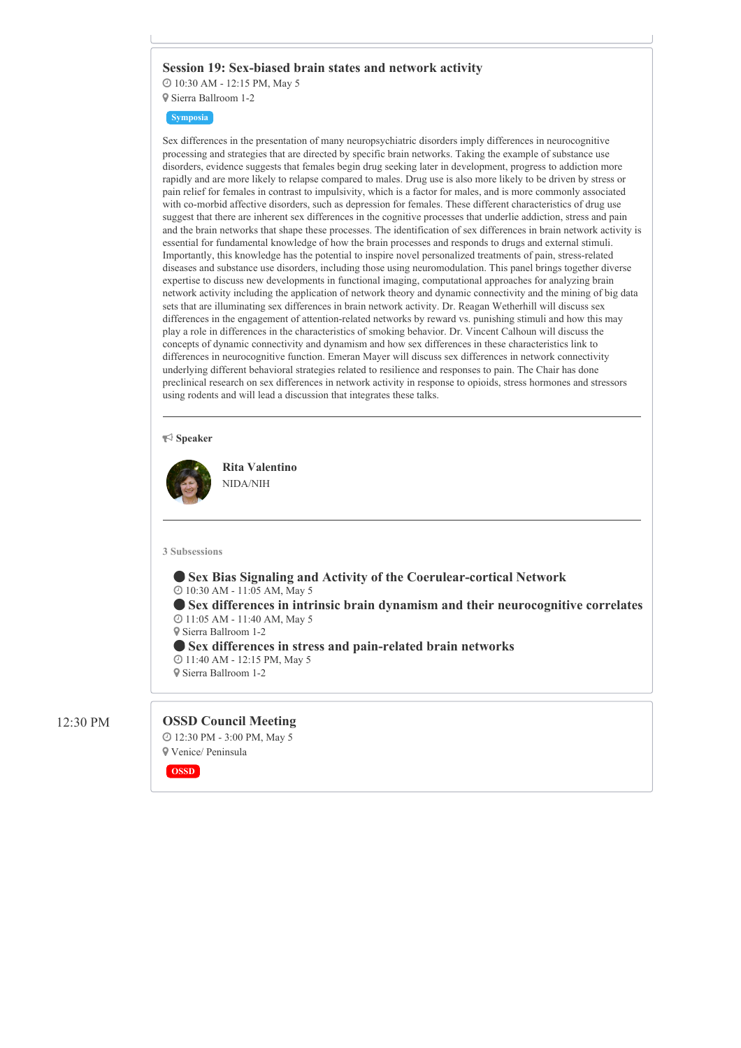## Session 19: Sex-biased brain states and network activity

10:30 AM - 12:15 PM, May 5

Sierra Ballroom 1-2

Symposia

Sex differences in the presentation of many neuropsychiatric disorders imply differences in neurocognitive processing and strategies that are directed by specific brain networks. Taking the example of substance use disorders, evidence suggests that females begin drug seeking later in development, progress to addiction more rapidly and are more likely to relapse compared to males. Drug use is also more likely to be driven by stress or pain relief for females in contrast to impulsivity, which is a factor for males, and is more commonly associated with co-morbid affective disorders, such as depression for females. These different characteristics of drug use suggest that there are inherent sex differences in the cognitive processes that underlie addiction, stress and pain and the brain networks that shape these processes. The identification of sex differences in brain network activity is essential for fundamental knowledge of how the brain processes and responds to drugs and external stimuli. Importantly, this knowledge has the potential to inspire novel personalized treatments of pain, stress-related diseases and substance use disorders, including those using neuromodulation. This panel brings together diverse expertise to discuss new developments in functional imaging, computational approaches for analyzing brain network activity including the application of network theory and dynamic connectivity and the mining of big data sets that are illuminating sex differences in brain network activity. Dr. Reagan Wetherhill will discuss sex differences in the engagement of attention-related networks by reward vs. punishing stimuli and how this may play a role in differences in the characteristics of smoking behavior. Dr. Vincent Calhoun will discuss the concepts of dynamic connectivity and dynamism and how sex differences in these characteristics link to differences in neurocognitive function. Emeran Mayer will discuss sex differences in network connectivity underlying different behavioral strategies related to resilience and responses to pain. The Chair has done preclinical research on sex differences in network activity in response to opioids, stress hormones and stressors using rodents and will lead a discussion that integrates these talks.

---

**Speaker**

**Rita Valentino**
NIDA/NIH

---

**3 Subsessions**

- **Sex Bias Signaling and Activity of the Coerulear-cortical Network**
  10:30 AM - 11:05 AM, May 5
- **Sex differences in intrinsic brain dynamism and their neurocognitive correlates**
  11:05 AM - 11:40 AM, May 5
  Sierra Ballroom 1-2
- **Sex differences in stress and pain-related brain networks**
  11:40 AM - 12:15 PM, May 5
  Sierra Ballroom 1-2

12:30 PM

## OSSD Council Meeting

12:30 PM - 3:00 PM, May 5

Venice/ Peninsula

OSSD